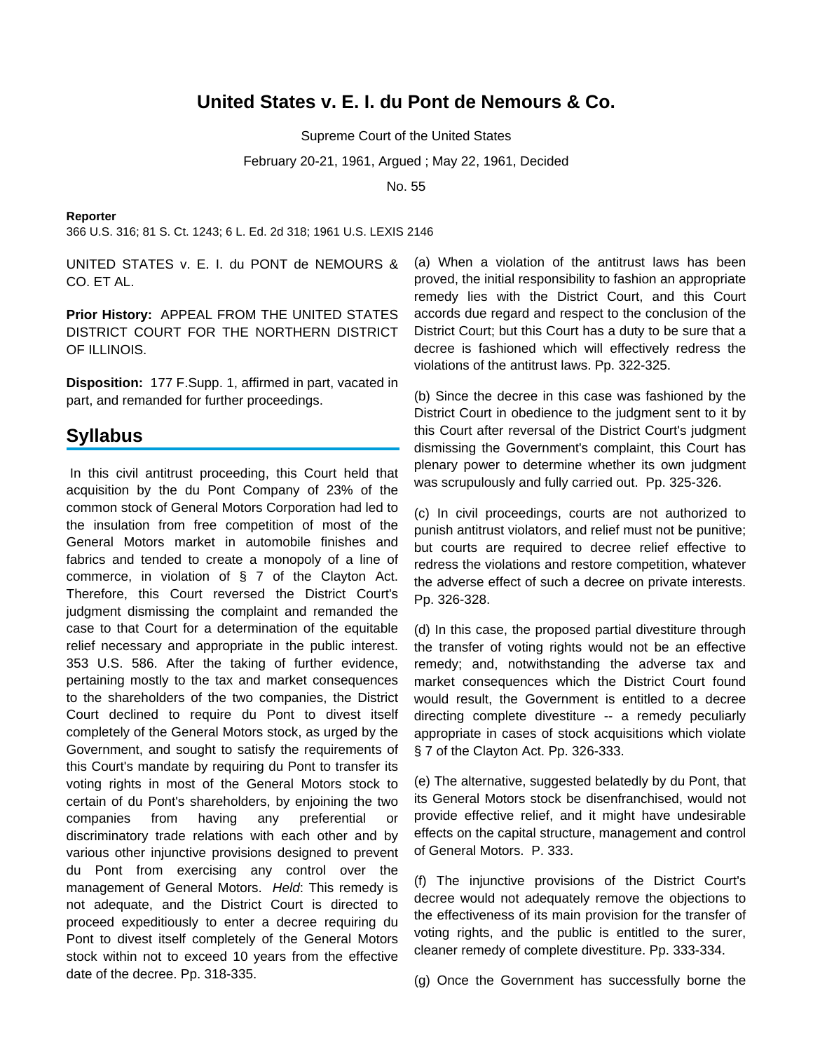# United States v. E. I. du Pont de Nemours & Co.

Supreme Court of the United States

February 20-21, 1961, Argued ; May 22, 1961, Decided

No. 55

**Reporter**

366 U.S. 316; 81 S. Ct. 1243; 6 L. Ed. 2d 318; 1961 U.S. LEXIS 2146

UNITED STATES v. E. I. du PONT de NEMOURS & CO. ET AL.

**Prior History:** APPEAL FROM THE UNITED STATES DISTRICT COURT FOR THE NORTHERN DISTRICT OF ILLINOIS.

**Disposition:** 177 F.Supp. 1, affirmed in part, vacated in part, and remanded for further proceedings.

## Syllabus

In this civil antitrust proceeding, this Court held that acquisition by the du Pont Company of 23% of the common stock of General Motors Corporation had led to the insulation from free competition of most of the General Motors market in automobile finishes and fabrics and tended to create a monopoly of a line of commerce, in violation of § 7 of the Clayton Act. Therefore, this Court reversed the District Court's judgment dismissing the complaint and remanded the case to that Court for a determination of the equitable relief necessary and appropriate in the public interest. 353 U.S. 586. After the taking of further evidence, pertaining mostly to the tax and market consequences to the shareholders of the two companies, the District Court declined to require du Pont to divest itself completely of the General Motors stock, as urged by the Government, and sought to satisfy the requirements of this Court's mandate by requiring du Pont to transfer its voting rights in most of the General Motors stock to certain of du Pont's shareholders, by enjoining the two companies from having any preferential or discriminatory trade relations with each other and by various other injunctive provisions designed to prevent du Pont from exercising any control over the management of General Motors. *Held*: This remedy is not adequate, and the District Court is directed to proceed expeditiously to enter a decree requiring du Pont to divest itself completely of the General Motors stock within not to exceed 10 years from the effective date of the decree. Pp. 318-335.

(a) When a violation of the antitrust laws has been proved, the initial responsibility to fashion an appropriate remedy lies with the District Court, and this Court accords due regard and respect to the conclusion of the District Court; but this Court has a duty to be sure that a decree is fashioned which will effectively redress the violations of the antitrust laws. Pp. 322-325.

(b) Since the decree in this case was fashioned by the District Court in obedience to the judgment sent to it by this Court after reversal of the District Court's judgment dismissing the Government's complaint, this Court has plenary power to determine whether its own judgment was scrupulously and fully carried out. Pp. 325-326.

(c) In civil proceedings, courts are not authorized to punish antitrust violators, and relief must not be punitive; but courts are required to decree relief effective to redress the violations and restore competition, whatever the adverse effect of such a decree on private interests. Pp. 326-328.

(d) In this case, the proposed partial divestiture through the transfer of voting rights would not be an effective remedy; and, notwithstanding the adverse tax and market consequences which the District Court found would result, the Government is entitled to a decree directing complete divestiture -- a remedy peculiarly appropriate in cases of stock acquisitions which violate § 7 of the Clayton Act. Pp. 326-333.

(e) The alternative, suggested belatedly by du Pont, that its General Motors stock be disenfranchised, would not provide effective relief, and it might have undesirable effects on the capital structure, management and control of General Motors. P. 333.

(f) The injunctive provisions of the District Court's decree would not adequately remove the objections to the effectiveness of its main provision for the transfer of voting rights, and the public is entitled to the surer, cleaner remedy of complete divestiture. Pp. 333-334.

(g) Once the Government has successfully borne the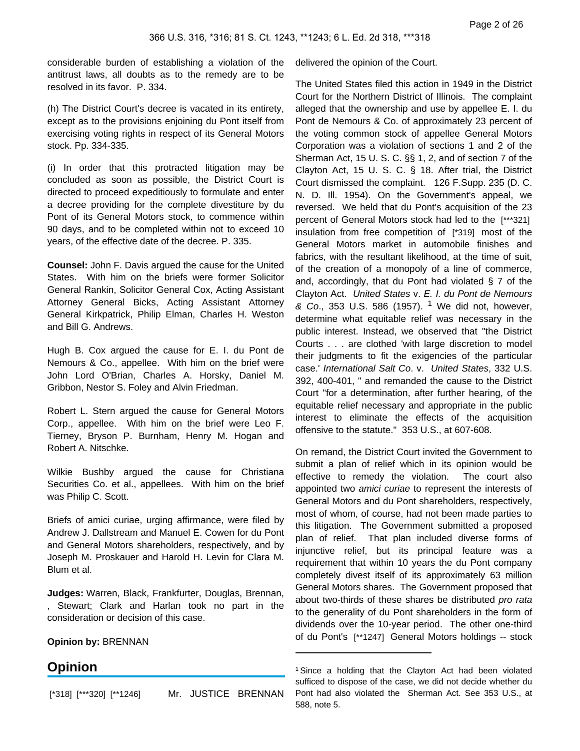considerable burden of establishing a violation of the antitrust laws, all doubts as to the remedy are to be resolved in its favor. P. 334.

(h) The District Court's decree is vacated in its entirety, except as to the provisions enjoining du Pont itself from exercising voting rights in respect of its General Motors stock. Pp. 334-335.

(i) In order that this protracted litigation may be concluded as soon as possible, the District Court is directed to proceed expeditiously to formulate and enter a decree providing for the complete divestiture by du Pont of its General Motors stock, to commence within 90 days, and to be completed within not to exceed 10 years, of the effective date of the decree. P. 335.

**Counsel:** John F. Davis argued the cause for the United States. With him on the briefs were former Solicitor General Rankin, Solicitor General Cox, Acting Assistant Attorney General Bicks, Acting Assistant Attorney General Kirkpatrick, Philip Elman, Charles H. Weston and Bill G. Andrews.

Hugh B. Cox argued the cause for E. I. du Pont de Nemours & Co., appellee. With him on the brief were John Lord O'Brian, Charles A. Horsky, Daniel M. Gribbon, Nestor S. Foley and Alvin Friedman.

Robert L. Stern argued the cause for General Motors Corp., appellee. With him on the brief were Leo F. Tierney, Bryson P. Burnham, Henry M. Hogan and Robert A. Nitschke.

Wilkie Bushby argued the cause for Christiana Securities Co. et al., appellees. With him on the brief was Philip C. Scott.

Briefs of amici curiae, urging affirmance, were filed by Andrew J. Dallstream and Manuel E. Cowen for du Pont and General Motors shareholders, respectively, and by Joseph M. Proskauer and Harold H. Levin for Clara M. Blum et al.

**Judges:** Warren, Black, Frankfurter, Douglas, Brennan, , Stewart; Clark and Harlan took no part in the consideration or decision of this case.

**Opinion by:** BRENNAN

## Opinion

[*318] [***320] [**1246] Mr. JUSTICE BRENNAN delivered the opinion of the Court.

The United States filed this action in 1949 in the District Court for the Northern District of Illinois. The complaint alleged that the ownership and use by appellee E. I. du Pont de Nemours & Co. of approximately 23 percent of the voting common stock of appellee General Motors Corporation was a violation of sections 1 and 2 of the Sherman Act, 15 U. S. C. §§ 1, 2, and of section 7 of the Clayton Act, 15 U. S. C. § 18. After trial, the District Court dismissed the complaint. 126 F.Supp. 235 (D. C. N. D. Ill. 1954). On the Government's appeal, we reversed. We held that du Pont's acquisition of the 23 percent of General Motors stock had led to the [***321] insulation from free competition of [*319] most of the General Motors market in automobile finishes and fabrics, with the resultant likelihood, at the time of suit, of the creation of a monopoly of a line of commerce, and, accordingly, that du Pont had violated § 7 of the Clayton Act. *United States* v. *E. I. du Pont de Nemours & Co*., 353 U.S. 586 (1957). [1] We did not, however, determine what equitable relief was necessary in the public interest. Instead, we observed that "the District Courts . . . are clothed 'with large discretion to model their judgments to fit the exigencies of the particular case.' *International Salt Co*. v. *United States*, 332 U.S. 392, 400-401, " and remanded the cause to the District Court "for a determination, after further hearing, of the equitable relief necessary and appropriate in the public interest to eliminate the effects of the acquisition offensive to the statute." 353 U.S., at 607-608.

On remand, the District Court invited the Government to submit a plan of relief which in its opinion would be effective to remedy the violation. The court also appointed two *amici curiae* to represent the interests of General Motors and du Pont shareholders, respectively, most of whom, of course, had not been made parties to this litigation. The Government submitted a proposed plan of relief. That plan included diverse forms of injunctive relief, but its principal feature was a requirement that within 10 years the du Pont company completely divest itself of its approximately 63 million General Motors shares. The Government proposed that about two-thirds of these shares be distributed *pro rata* to the generality of du Pont shareholders in the form of dividends over the 10-year period. The other one-third of du Pont's [**1247] General Motors holdings -- stock

---

[1] Since a holding that the Clayton Act had been violated sufficed to dispose of the case, we did not decide whether du Pont had also violated the Sherman Act. See 353 U.S., at 588, note 5.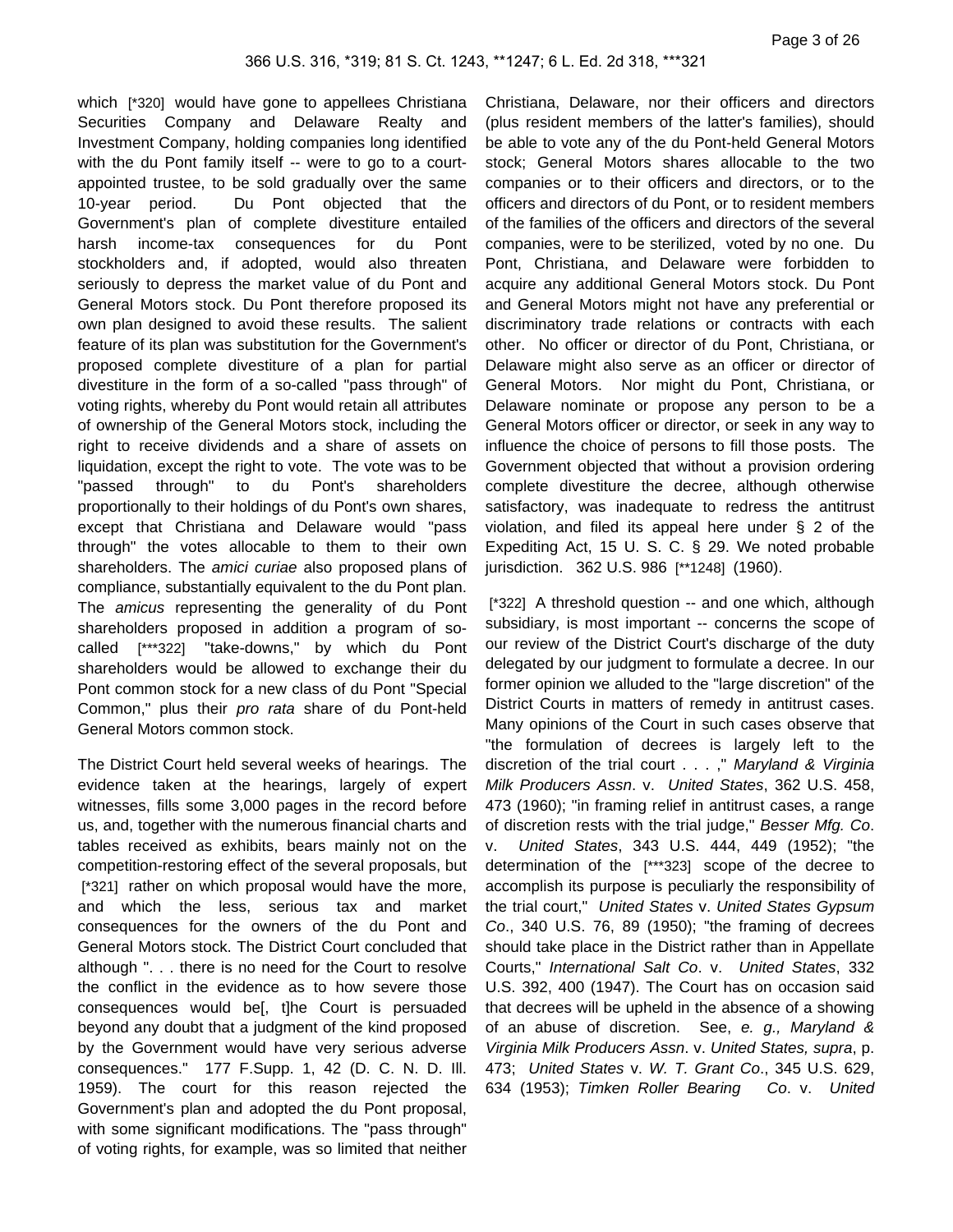which [*320] would have gone to appellees Christiana Securities Company and Delaware Realty and Investment Company, holding companies long identified with the du Pont family itself -- were to go to a court-appointed trustee, to be sold gradually over the same 10-year period. Du Pont objected that the Government's plan of complete divestiture entailed harsh income-tax consequences for du Pont stockholders and, if adopted, would also threaten seriously to depress the market value of du Pont and General Motors stock. Du Pont therefore proposed its own plan designed to avoid these results. The salient feature of its plan was substitution for the Government's proposed complete divestiture of a plan for partial divestiture in the form of a so-called "pass through" of voting rights, whereby du Pont would retain all attributes of ownership of the General Motors stock, including the right to receive dividends and a share of assets on liquidation, except the right to vote. The vote was to be "passed through" to du Pont's shareholders proportionally to their holdings of du Pont's own shares, except that Christiana and Delaware would "pass through" the votes allocable to them to their own shareholders. The *amici curiae* also proposed plans of compliance, substantially equivalent to the du Pont plan. The *amicus* representing the generality of du Pont shareholders proposed in addition a program of so-called [***322] "take-downs," by which du Pont shareholders would be allowed to exchange their du Pont common stock for a new class of du Pont "Special Common," plus their *pro rata* share of du Pont-held General Motors common stock.

The District Court held several weeks of hearings. The evidence taken at the hearings, largely of expert witnesses, fills some 3,000 pages in the record before us, and, together with the numerous financial charts and tables received as exhibits, bears mainly not on the competition-restoring effect of the several proposals, but [*321] rather on which proposal would have the more, and which the less, serious tax and market consequences for the owners of the du Pont and General Motors stock. The District Court concluded that although ". . . there is no need for the Court to resolve the conflict in the evidence as to how severe those consequences would be[, t]he Court is persuaded beyond any doubt that a judgment of the kind proposed by the Government would have very serious adverse consequences." 177 F.Supp. 1, 42 (D. C. N. D. Ill. 1959). The court for this reason rejected the Government's plan and adopted the du Pont proposal, with some significant modifications. The "pass through" of voting rights, for example, was so limited that neither Christiana, Delaware, nor their officers and directors (plus resident members of the latter's families), should be able to vote any of the du Pont-held General Motors stock; General Motors shares allocable to the two companies or to their officers and directors, or to the officers and directors of du Pont, or to resident members of the families of the officers and directors of the several companies, were to be sterilized, voted by no one. Du Pont, Christiana, and Delaware were forbidden to acquire any additional General Motors stock. Du Pont and General Motors might not have any preferential or discriminatory trade relations or contracts with each other. No officer or director of du Pont, Christiana, or Delaware might also serve as an officer or director of General Motors. Nor might du Pont, Christiana, or Delaware nominate or propose any person to be a General Motors officer or director, or seek in any way to influence the choice of persons to fill those posts. The Government objected that without a provision ordering complete divestiture the decree, although otherwise satisfactory, was inadequate to redress the antitrust violation, and filed its appeal here under § 2 of the Expediting Act, 15 U. S. C. § 29. We noted probable jurisdiction. 362 U.S. 986 [**1248] (1960).

[*322] A threshold question -- and one which, although subsidiary, is most important -- concerns the scope of our review of the District Court's discharge of the duty delegated by our judgment to formulate a decree. In our former opinion we alluded to the "large discretion" of the District Courts in matters of remedy in antitrust cases. Many opinions of the Court in such cases observe that "the formulation of decrees is largely left to the discretion of the trial court . . . ," *Maryland & Virginia Milk Producers Assn*. v. *United States*, 362 U.S. 458, 473 (1960); "in framing relief in antitrust cases, a range of discretion rests with the trial judge," *Besser Mfg. Co*. v. *United States*, 343 U.S. 444, 449 (1952); "the determination of the [***323] scope of the decree to accomplish its purpose is peculiarly the responsibility of the trial court," *United States* v. *United States Gypsum Co*., 340 U.S. 76, 89 (1950); "the framing of decrees should take place in the District rather than in Appellate Courts," *International Salt Co*. v. *United States*, 332 U.S. 392, 400 (1947). The Court has on occasion said that decrees will be upheld in the absence of a showing of an abuse of discretion. See, *e. g., Maryland & Virginia Milk Producers Assn*. v. *United States, supra*, p. 473; *United States* v. *W. T. Grant Co*., 345 U.S. 629, 634 (1953); *Timken Roller Bearing Co*. v. *United*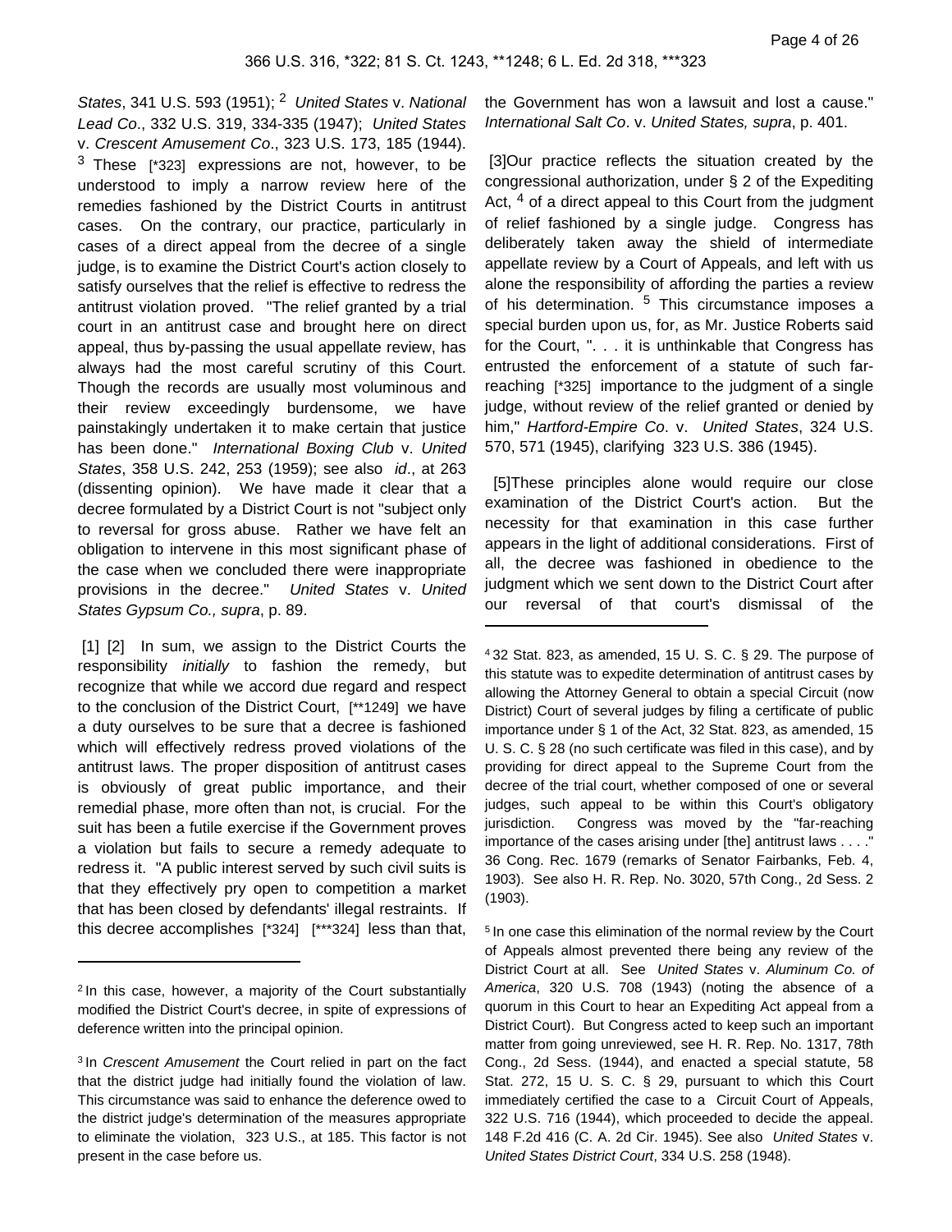*States*, 341 U.S. 593 (1951); [2] *United States* v. *National Lead Co*., 332 U.S. 319, 334-335 (1947); *United States* v. *Crescent Amusement Co*., 323 U.S. 173, 185 (1944). [3] These [*323] expressions are not, however, to be understood to imply a narrow review here of the remedies fashioned by the District Courts in antitrust cases. On the contrary, our practice, particularly in cases of a direct appeal from the decree of a single judge, is to examine the District Court's action closely to satisfy ourselves that the relief is effective to redress the antitrust violation proved. "The relief granted by a trial court in an antitrust case and brought here on direct appeal, thus by-passing the usual appellate review, has always had the most careful scrutiny of this Court. Though the records are usually most voluminous and their review exceedingly burdensome, we have painstakingly undertaken it to make certain that justice has been done." *International Boxing Club* v. *United States*, 358 U.S. 242, 253 (1959); see also *id*., at 263 (dissenting opinion). We have made it clear that a decree formulated by a District Court is not "subject only to reversal for gross abuse. Rather we have felt an obligation to intervene in this most significant phase of the case when we concluded there were inappropriate provisions in the decree." *United States* v. *United States Gypsum Co., supra*, p. 89.

[1] [2] In sum, we assign to the District Courts the responsibility *initially* to fashion the remedy, but recognize that while we accord due regard and respect to the conclusion of the District Court, [**1249] we have a duty ourselves to be sure that a decree is fashioned which will effectively redress proved violations of the antitrust laws. The proper disposition of antitrust cases is obviously of great public importance, and their remedial phase, more often than not, is crucial. For the suit has been a futile exercise if the Government proves a violation but fails to secure a remedy adequate to redress it. "A public interest served by such civil suits is that they effectively pry open to competition a market that has been closed by defendants' illegal restraints. If this decree accomplishes [*324] [***324] less than that, the Government has won a lawsuit and lost a cause." *International Salt Co*. v. *United States, supra*, p. 401.

[3]Our practice reflects the situation created by the congressional authorization, under § 2 of the Expediting Act, [4] of a direct appeal to this Court from the judgment of relief fashioned by a single judge. Congress has deliberately taken away the shield of intermediate appellate review by a Court of Appeals, and left with us alone the responsibility of affording the parties a review of his determination. [5] This circumstance imposes a special burden upon us, for, as Mr. Justice Roberts said for the Court, ". . . it is unthinkable that Congress has entrusted the enforcement of a statute of such far-reaching [*325] importance to the judgment of a single judge, without review of the relief granted or denied by him," *Hartford-Empire Co*. v. *United States*, 324 U.S. 570, 571 (1945), clarifying 323 U.S. 386 (1945).

[5]These principles alone would require our close examination of the District Court's action. But the necessity for that examination in this case further appears in the light of additional considerations. First of all, the decree was fashioned in obedience to the judgment which we sent down to the District Court after our reversal of that court's dismissal of the

---

[2] In this case, however, a majority of the Court substantially modified the District Court's decree, in spite of expressions of deference written into the principal opinion.

[3] In *Crescent Amusement* the Court relied in part on the fact that the district judge had initially found the violation of law. This circumstance was said to enhance the deference owed to the district judge's determination of the measures appropriate to eliminate the violation, 323 U.S., at 185. This factor is not present in the case before us.

[4] 32 Stat. 823, as amended, 15 U. S. C. § 29. The purpose of this statute was to expedite determination of antitrust cases by allowing the Attorney General to obtain a special Circuit (now District) Court of several judges by filing a certificate of public importance under § 1 of the Act, 32 Stat. 823, as amended, 15 U. S. C. § 28 (no such certificate was filed in this case), and by providing for direct appeal to the Supreme Court from the decree of the trial court, whether composed of one or several judges, such appeal to be within this Court's obligatory jurisdiction. Congress was moved by the "far-reaching importance of the cases arising under [the] antitrust laws . . . ." 36 Cong. Rec. 1679 (remarks of Senator Fairbanks, Feb. 4, 1903). See also H. R. Rep. No. 3020, 57th Cong., 2d Sess. 2 (1903).

[5] In one case this elimination of the normal review by the Court of Appeals almost prevented there being any review of the District Court at all. See *United States* v. *Aluminum Co. of America*, 320 U.S. 708 (1943) (noting the absence of a quorum in this Court to hear an Expediting Act appeal from a District Court). But Congress acted to keep such an important matter from going unreviewed, see H. R. Rep. No. 1317, 78th Cong., 2d Sess. (1944), and enacted a special statute, 58 Stat. 272, 15 U. S. C. § 29, pursuant to which this Court immediately certified the case to a Circuit Court of Appeals, 322 U.S. 716 (1944), which proceeded to decide the appeal. 148 F.2d 416 (C. A. 2d Cir. 1945). See also *United States* v. *United States District Court*, 334 U.S. 258 (1948).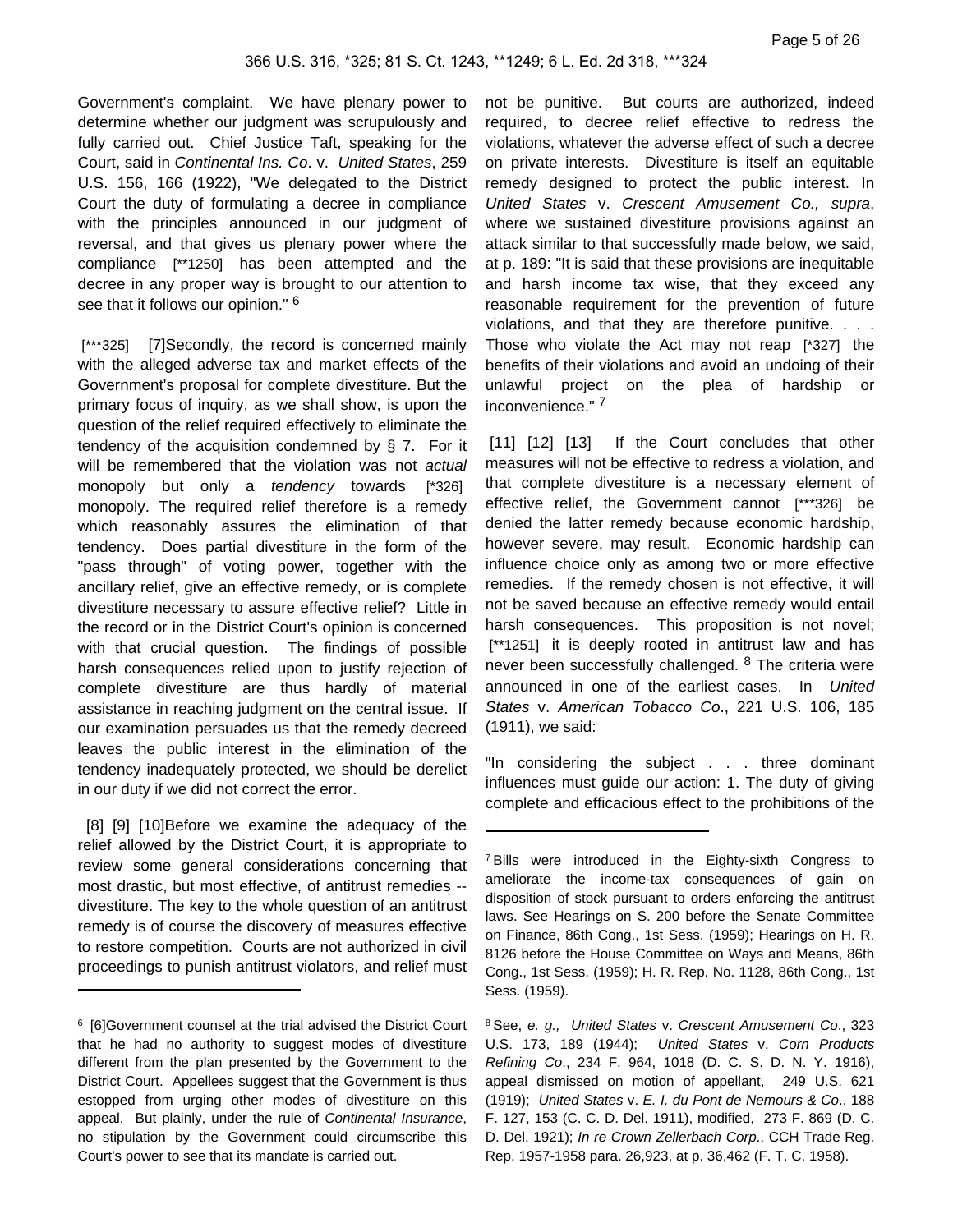Government's complaint. We have plenary power to determine whether our judgment was scrupulously and fully carried out. Chief Justice Taft, speaking for the Court, said in *Continental Ins. Co*. v. *United States*, 259 U.S. 156, 166 (1922), "We delegated to the District Court the duty of formulating a decree in compliance with the principles announced in our judgment of reversal, and that gives us plenary power where the compliance [**1250] has been attempted and the decree in any proper way is brought to our attention to see that it follows our opinion." [6]

[***325] [7]Secondly, the record is concerned mainly with the alleged adverse tax and market effects of the Government's proposal for complete divestiture. But the primary focus of inquiry, as we shall show, is upon the question of the relief required effectively to eliminate the tendency of the acquisition condemned by § 7. For it will be remembered that the violation was not *actual* monopoly but only a *tendency* towards [*326] monopoly. The required relief therefore is a remedy which reasonably assures the elimination of that tendency. Does partial divestiture in the form of the "pass through" of voting power, together with the ancillary relief, give an effective remedy, or is complete divestiture necessary to assure effective relief? Little in the record or in the District Court's opinion is concerned with that crucial question. The findings of possible harsh consequences relied upon to justify rejection of complete divestiture are thus hardly of material assistance in reaching judgment on the central issue. If our examination persuades us that the remedy decreed leaves the public interest in the elimination of the tendency inadequately protected, we should be derelict in our duty if we did not correct the error.

[8] [9] [10]Before we examine the adequacy of the relief allowed by the District Court, it is appropriate to review some general considerations concerning that most drastic, but most effective, of antitrust remedies -- divestiture. The key to the whole question of an antitrust remedy is of course the discovery of measures effective to restore competition. Courts are not authorized in civil proceedings to punish antitrust violators, and relief must not be punitive. But courts are authorized, indeed required, to decree relief effective to redress the violations, whatever the adverse effect of such a decree on private interests. Divestiture is itself an equitable remedy designed to protect the public interest. In *United States* v. *Crescent Amusement Co., supra*, where we sustained divestiture provisions against an attack similar to that successfully made below, we said, at p. 189: "It is said that these provisions are inequitable and harsh income tax wise, that they exceed any reasonable requirement for the prevention of future violations, and that they are therefore punitive. . . . Those who violate the Act may not reap [*327] the benefits of their violations and avoid an undoing of their unlawful project on the plea of hardship or inconvenience." [7]

[11] [12] [13] If the Court concludes that other measures will not be effective to redress a violation, and that complete divestiture is a necessary element of effective relief, the Government cannot [***326] be denied the latter remedy because economic hardship, however severe, may result. Economic hardship can influence choice only as among two or more effective remedies. If the remedy chosen is not effective, it will not be saved because an effective remedy would entail harsh consequences. This proposition is not novel; [**1251] it is deeply rooted in antitrust law and has never been successfully challenged. [8] The criteria were announced in one of the earliest cases. In *United States* v. *American Tobacco Co*., 221 U.S. 106, 185 (1911), we said:

"In considering the subject . . . three dominant influences must guide our action: 1. The duty of giving complete and efficacious effect to the prohibitions of the

---

[6] [6]Government counsel at the trial advised the District Court that he had no authority to suggest modes of divestiture different from the plan presented by the Government to the District Court. Appellees suggest that the Government is thus estopped from urging other modes of divestiture on this appeal. But plainly, under the rule of *Continental Insurance*, no stipulation by the Government could circumscribe this Court's power to see that its mandate is carried out.

[7] Bills were introduced in the Eighty-sixth Congress to ameliorate the income-tax consequences of gain on disposition of stock pursuant to orders enforcing the antitrust laws. See Hearings on S. 200 before the Senate Committee on Finance, 86th Cong., 1st Sess. (1959); Hearings on H. R. 8126 before the House Committee on Ways and Means, 86th Cong., 1st Sess. (1959); H. R. Rep. No. 1128, 86th Cong., 1st Sess. (1959).

[8] See, *e. g., United States* v. *Crescent Amusement Co*., 323 U.S. 173, 189 (1944); *United States* v. *Corn Products Refining Co*., 234 F. 964, 1018 (D. C. S. D. N. Y. 1916), appeal dismissed on motion of appellant, 249 U.S. 621 (1919); *United States* v. *E. I. du Pont de Nemours & Co*., 188 F. 127, 153 (C. C. D. Del. 1911), modified, 273 F. 869 (D. C. D. Del. 1921); *In re Crown Zellerbach Corp*., CCH Trade Reg. Rep. 1957-1958 para. 26,923, at p. 36,462 (F. T. C. 1958).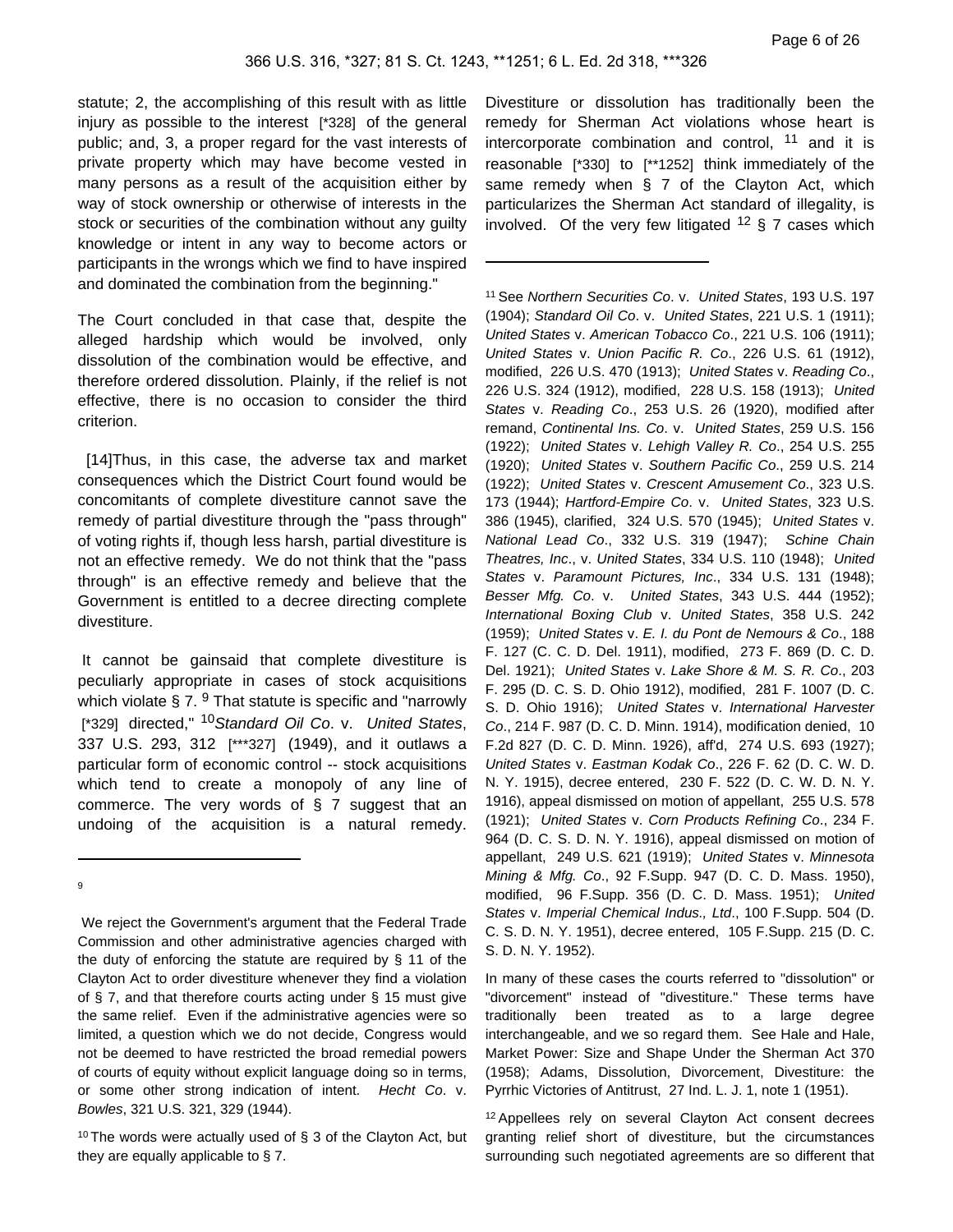statute; 2, the accomplishing of this result with as little injury as possible to the interest [*328] of the general public; and, 3, a proper regard for the vast interests of private property which may have become vested in many persons as a result of the acquisition either by way of stock ownership or otherwise of interests in the stock or securities of the combination without any guilty knowledge or intent in any way to become actors or participants in the wrongs which we find to have inspired and dominated the combination from the beginning."

The Court concluded in that case that, despite the alleged hardship which would be involved, only dissolution of the combination would be effective, and therefore ordered dissolution. Plainly, if the relief is not effective, there is no occasion to consider the third criterion.

[14]Thus, in this case, the adverse tax and market consequences which the District Court found would be concomitants of complete divestiture cannot save the remedy of partial divestiture through the "pass through" of voting rights if, though less harsh, partial divestiture is not an effective remedy. We do not think that the "pass through" is an effective remedy and believe that the Government is entitled to a decree directing complete divestiture.

It cannot be gainsaid that complete divestiture is peculiarly appropriate in cases of stock acquisitions which violate § 7. [9] That statute is specific and "narrowly [*329] directed," [10]*Standard Oil Co*. v. *United States*, 337 U.S. 293, 312 [***327] (1949), and it outlaws a particular form of economic control -- stock acquisitions which tend to create a monopoly of any line of commerce. The very words of § 7 suggest that an undoing of the acquisition is a natural remedy. Divestiture or dissolution has traditionally been the remedy for Sherman Act violations whose heart is intercorporate combination and control, [11] and it is reasonable [*330] to [**1252] think immediately of the same remedy when § 7 of the Clayton Act, which particularizes the Sherman Act standard of illegality, is involved. Of the very few litigated [12] § 7 cases which

---

9

We reject the Government's argument that the Federal Trade Commission and other administrative agencies charged with the duty of enforcing the statute are required by § 11 of the Clayton Act to order divestiture whenever they find a violation of § 7, and that therefore courts acting under § 15 must give the same relief. Even if the administrative agencies were so limited, a question which we do not decide, Congress would not be deemed to have restricted the broad remedial powers of courts of equity without explicit language doing so in terms, or some other strong indication of intent. *Hecht Co*. v. *Bowles*, 321 U.S. 321, 329 (1944).

10 The words were actually used of § 3 of the Clayton Act, but they are equally applicable to § 7.

11 See *Northern Securities Co*. v. *United States*, 193 U.S. 197 (1904); *Standard Oil Co*. v. *United States*, 221 U.S. 1 (1911); *United States* v. *American Tobacco Co*., 221 U.S. 106 (1911); *United States* v. *Union Pacific R. Co*., 226 U.S. 61 (1912), modified, 226 U.S. 470 (1913); *United States* v. *Reading Co*., 226 U.S. 324 (1912), modified, 228 U.S. 158 (1913); *United States* v. *Reading Co*., 253 U.S. 26 (1920), modified after remand, *Continental Ins. Co*. v. *United States*, 259 U.S. 156 (1922); *United States* v. *Lehigh Valley R. Co*., 254 U.S. 255 (1920); *United States* v. *Southern Pacific Co*., 259 U.S. 214 (1922); *United States* v. *Crescent Amusement Co*., 323 U.S. 173 (1944); *Hartford-Empire Co*. v. *United States*, 323 U.S. 386 (1945), clarified, 324 U.S. 570 (1945); *United States* v. *National Lead Co*., 332 U.S. 319 (1947); *Schine Chain Theatres, Inc*., v. *United States*, 334 U.S. 110 (1948); *United States* v. *Paramount Pictures, Inc*., 334 U.S. 131 (1948); *Besser Mfg. Co*. v. *United States*, 343 U.S. 444 (1952); *International Boxing Club* v. *United States*, 358 U.S. 242 (1959); *United States* v. *E. I. du Pont de Nemours & Co*., 188 F. 127 (C. C. D. Del. 1911), modified, 273 F. 869 (D. C. D. Del. 1921); *United States* v. *Lake Shore & M. S. R. Co*., 203 F. 295 (D. C. S. D. Ohio 1912), modified, 281 F. 1007 (D. C. S. D. Ohio 1916); *United States* v. *International Harvester Co*., 214 F. 987 (D. C. D. Minn. 1914), modification denied, 10 F.2d 827 (D. C. D. Minn. 1926), aff'd, 274 U.S. 693 (1927); *United States* v. *Eastman Kodak Co*., 226 F. 62 (D. C. W. D. N. Y. 1915), decree entered, 230 F. 522 (D. C. W. D. N. Y. 1916), appeal dismissed on motion of appellant, 255 U.S. 578 (1921); *United States* v. *Corn Products Refining Co*., 234 F. 964 (D. C. S. D. N. Y. 1916), appeal dismissed on motion of appellant, 249 U.S. 621 (1919); *United States* v. *Minnesota Mining & Mfg. Co*., 92 F.Supp. 947 (D. C. D. Mass. 1950), modified, 96 F.Supp. 356 (D. C. D. Mass. 1951); *United States* v. *Imperial Chemical Indus., Ltd*., 100 F.Supp. 504 (D. C. S. D. N. Y. 1951), decree entered, 105 F.Supp. 215 (D. C. S. D. N. Y. 1952).

In many of these cases the courts referred to "dissolution" or "divorcement" instead of "divestiture." These terms have traditionally been treated as to a large degree interchangeable, and we so regard them. See Hale and Hale, Market Power: Size and Shape Under the Sherman Act 370 (1958); Adams, Dissolution, Divorcement, Divestiture: the Pyrrhic Victories of Antitrust, 27 Ind. L. J. 1, note 1 (1951).

12 Appellees rely on several Clayton Act consent decrees granting relief short of divestiture, but the circumstances surrounding such negotiated agreements are so different that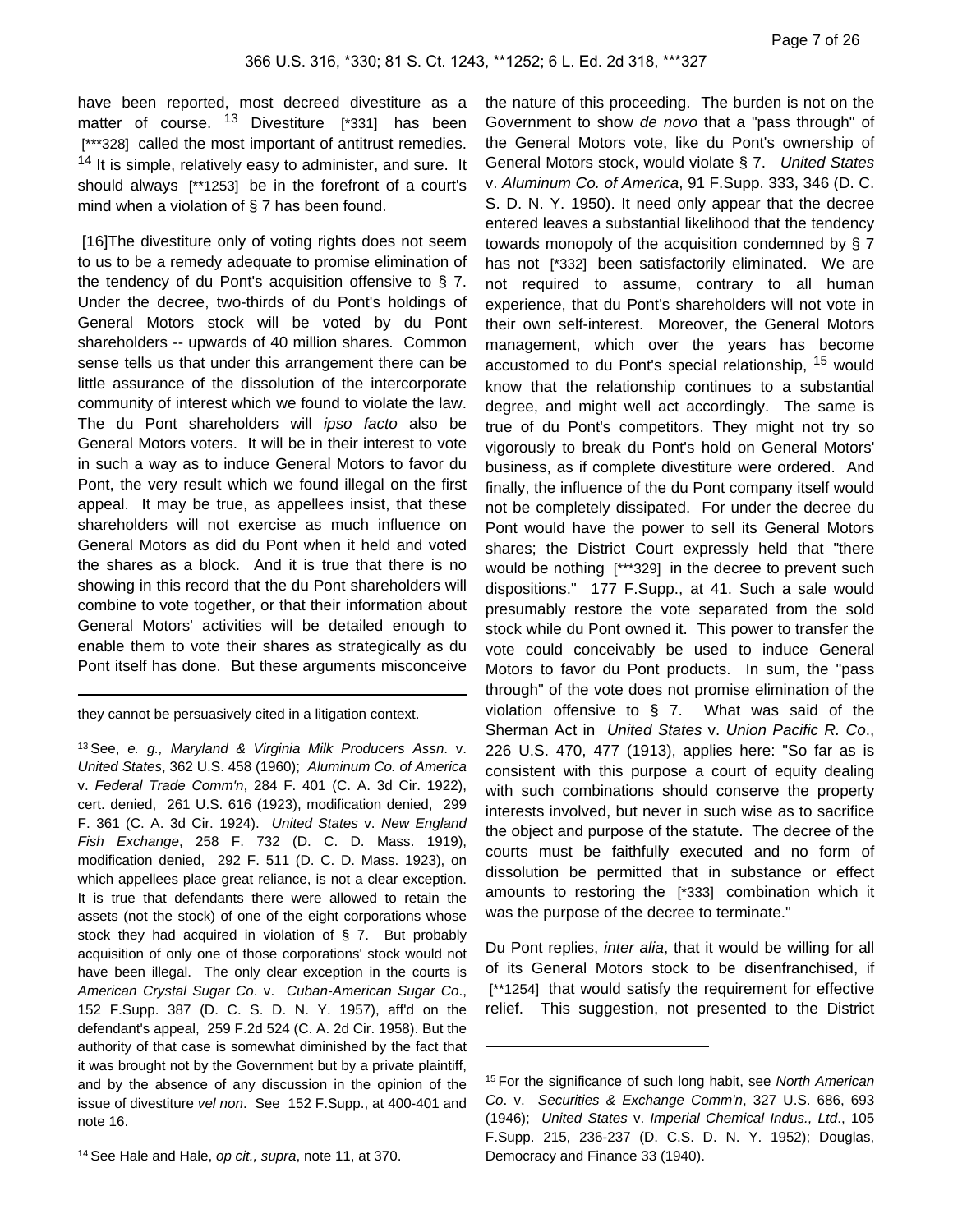have been reported, most decreed divestiture as a matter of course. [13] Divestiture [*331] has been [***328] called the most important of antitrust remedies. [14] It is simple, relatively easy to administer, and sure. It should always [**1253] be in the forefront of a court's mind when a violation of § 7 has been found.

[16]The divestiture only of voting rights does not seem to us to be a remedy adequate to promise elimination of the tendency of du Pont's acquisition offensive to § 7. Under the decree, two-thirds of du Pont's holdings of General Motors stock will be voted by du Pont shareholders -- upwards of 40 million shares. Common sense tells us that under this arrangement there can be little assurance of the dissolution of the intercorporate community of interest which we found to violate the law. The du Pont shareholders will *ipso facto* also be General Motors voters. It will be in their interest to vote in such a way as to induce General Motors to favor du Pont, the very result which we found illegal on the first appeal. It may be true, as appellees insist, that these shareholders will not exercise as much influence on General Motors as did du Pont when it held and voted the shares as a block. And it is true that there is no showing in this record that the du Pont shareholders will combine to vote together, or that their information about General Motors' activities will be detailed enough to enable them to vote their shares as strategically as du Pont itself has done. But these arguments misconceive the nature of this proceeding. The burden is not on the Government to show *de novo* that a "pass through" of the General Motors vote, like du Pont's ownership of General Motors stock, would violate § 7. *United States* v. *Aluminum Co. of America*, 91 F.Supp. 333, 346 (D. C. S. D. N. Y. 1950). It need only appear that the decree entered leaves a substantial likelihood that the tendency towards monopoly of the acquisition condemned by § 7 has not [*332] been satisfactorily eliminated. We are not required to assume, contrary to all human experience, that du Pont's shareholders will not vote in their own self-interest. Moreover, the General Motors management, which over the years has become accustomed to du Pont's special relationship, [15] would know that the relationship continues to a substantial degree, and might well act accordingly. The same is true of du Pont's competitors. They might not try so vigorously to break du Pont's hold on General Motors' business, as if complete divestiture were ordered. And finally, the influence of the du Pont company itself would not be completely dissipated. For under the decree du Pont would have the power to sell its General Motors shares; the District Court expressly held that "there would be nothing [***329] in the decree to prevent such dispositions." 177 F.Supp., at 41. Such a sale would presumably restore the vote separated from the sold stock while du Pont owned it. This power to transfer the vote could conceivably be used to induce General Motors to favor du Pont products. In sum, the "pass through" of the vote does not promise elimination of the violation offensive to § 7. What was said of the Sherman Act in *United States* v. *Union Pacific R. Co*., 226 U.S. 470, 477 (1913), applies here: "So far as is consistent with this purpose a court of equity dealing with such combinations should conserve the property interests involved, but never in such wise as to sacrifice the object and purpose of the statute. The decree of the courts must be faithfully executed and no form of dissolution be permitted that in substance or effect amounts to restoring the [*333] combination which it was the purpose of the decree to terminate."

Du Pont replies, *inter alia*, that it would be willing for all of its General Motors stock to be disenfranchised, if [**1254] that would satisfy the requirement for effective relief. This suggestion, not presented to the District

---

they cannot be persuasively cited in a litigation context.

[13] See, *e. g., Maryland & Virginia Milk Producers Assn*. v. *United States*, 362 U.S. 458 (1960); *Aluminum Co. of America* v. *Federal Trade Comm'n*, 284 F. 401 (C. A. 3d Cir. 1922), cert. denied, 261 U.S. 616 (1923), modification denied, 299 F. 361 (C. A. 3d Cir. 1924). *United States* v. *New England Fish Exchange*, 258 F. 732 (D. C. D. Mass. 1919), modification denied, 292 F. 511 (D. C. D. Mass. 1923), on which appellees place great reliance, is not a clear exception. It is true that defendants there were allowed to retain the assets (not the stock) of one of the eight corporations whose stock they had acquired in violation of § 7. But probably acquisition of only one of those corporations' stock would not have been illegal. The only clear exception in the courts is *American Crystal Sugar Co*. v. *Cuban-American Sugar Co*., 152 F.Supp. 387 (D. C. S. D. N. Y. 1957), aff'd on the defendant's appeal, 259 F.2d 524 (C. A. 2d Cir. 1958). But the authority of that case is somewhat diminished by the fact that it was brought not by the Government but by a private plaintiff, and by the absence of any discussion in the opinion of the issue of divestiture *vel non*. See 152 F.Supp., at 400-401 and note 16.

[14] See Hale and Hale, *op cit., supra*, note 11, at 370.

[15] For the significance of such long habit, see *North American Co*. v. *Securities & Exchange Comm'n*, 327 U.S. 686, 693 (1946); *United States* v. *Imperial Chemical Indus., Ltd*., 105 F.Supp. 215, 236-237 (D. C.S. D. N. Y. 1952); Douglas, Democracy and Finance 33 (1940).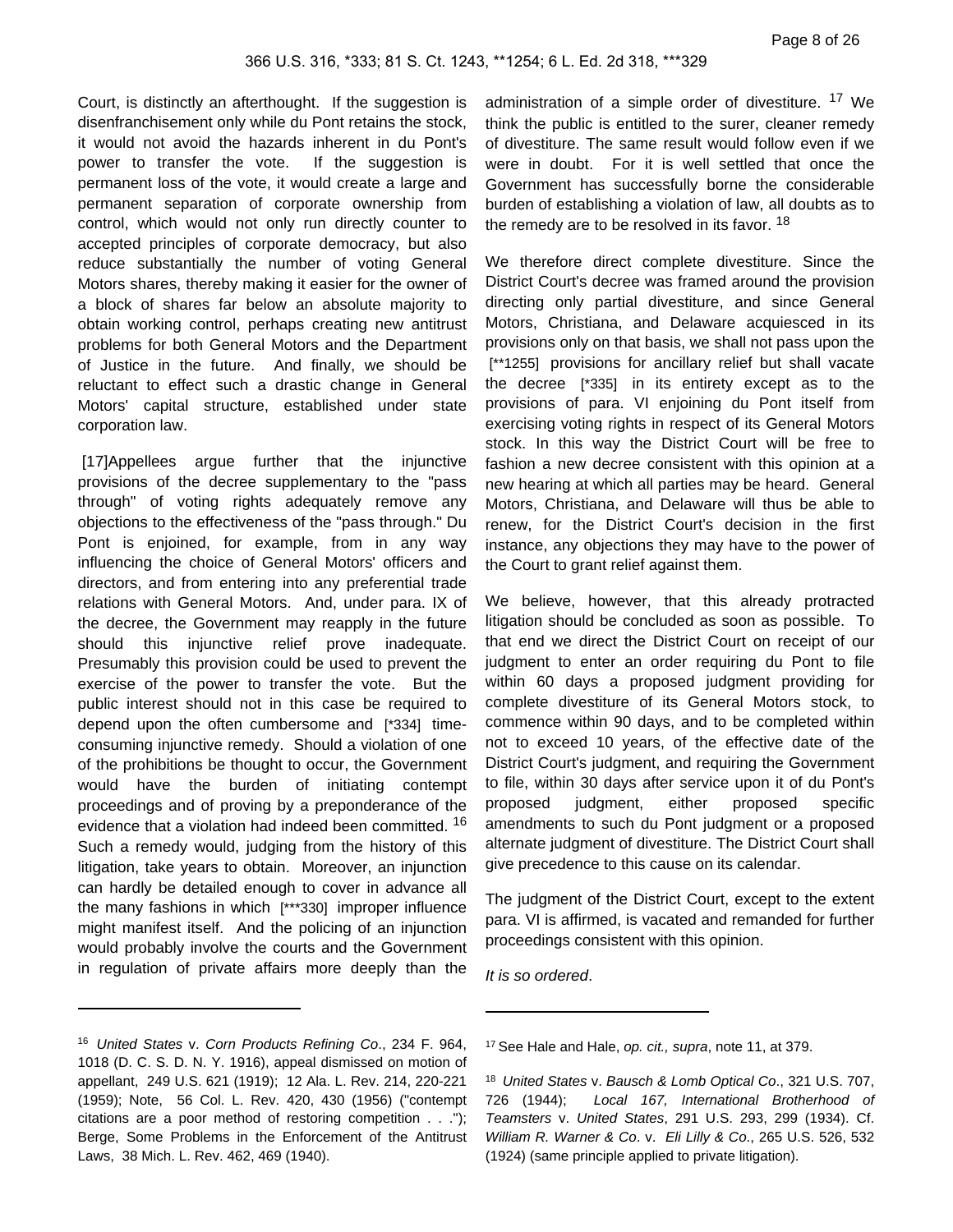Court, is distinctly an afterthought. If the suggestion is disenfranchisement only while du Pont retains the stock, it would not avoid the hazards inherent in du Pont's power to transfer the vote. If the suggestion is permanent loss of the vote, it would create a large and permanent separation of corporate ownership from control, which would not only run directly counter to accepted principles of corporate democracy, but also reduce substantially the number of voting General Motors shares, thereby making it easier for the owner of a block of shares far below an absolute majority to obtain working control, perhaps creating new antitrust problems for both General Motors and the Department of Justice in the future. And finally, we should be reluctant to effect such a drastic change in General Motors' capital structure, established under state corporation law.

[17]Appellees argue further that the injunctive provisions of the decree supplementary to the "pass through" of voting rights adequately remove any objections to the effectiveness of the "pass through." Du Pont is enjoined, for example, from in any way influencing the choice of General Motors' officers and directors, and from entering into any preferential trade relations with General Motors. And, under para. IX of the decree, the Government may reapply in the future should this injunctive relief prove inadequate. Presumably this provision could be used to prevent the exercise of the power to transfer the vote. But the public interest should not in this case be required to depend upon the often cumbersome and [*334] time-consuming injunctive remedy. Should a violation of one of the prohibitions be thought to occur, the Government would have the burden of initiating contempt proceedings and of proving by a preponderance of the evidence that a violation had indeed been committed. [16] Such a remedy would, judging from the history of this litigation, take years to obtain. Moreover, an injunction can hardly be detailed enough to cover in advance all the many fashions in which [***330] improper influence might manifest itself. And the policing of an injunction would probably involve the courts and the Government in regulation of private affairs more deeply than the administration of a simple order of divestiture. [17] We think the public is entitled to the surer, cleaner remedy of divestiture. The same result would follow even if we were in doubt. For it is well settled that once the Government has successfully borne the considerable burden of establishing a violation of law, all doubts as to the remedy are to be resolved in its favor. [18]

We therefore direct complete divestiture. Since the District Court's decree was framed around the provision directing only partial divestiture, and since General Motors, Christiana, and Delaware acquiesced in its provisions only on that basis, we shall not pass upon the [**1255] provisions for ancillary relief but shall vacate the decree [*335] in its entirety except as to the provisions of para. VI enjoining du Pont itself from exercising voting rights in respect of its General Motors stock. In this way the District Court will be free to fashion a new decree consistent with this opinion at a new hearing at which all parties may be heard. General Motors, Christiana, and Delaware will thus be able to renew, for the District Court's decision in the first instance, any objections they may have to the power of the Court to grant relief against them.

We believe, however, that this already protracted litigation should be concluded as soon as possible. To that end we direct the District Court on receipt of our judgment to enter an order requiring du Pont to file within 60 days a proposed judgment providing for complete divestiture of its General Motors stock, to commence within 90 days, and to be completed within not to exceed 10 years, of the effective date of the District Court's judgment, and requiring the Government to file, within 30 days after service upon it of du Pont's proposed judgment, either proposed specific amendments to such du Pont judgment or a proposed alternate judgment of divestiture. The District Court shall give precedence to this cause on its calendar.

The judgment of the District Court, except to the extent para. VI is affirmed, is vacated and remanded for further proceedings consistent with this opinion.

*It is so ordered*.

---

[16] *United States* v. *Corn Products Refining Co*., 234 F. 964, 1018 (D. C. S. D. N. Y. 1916), appeal dismissed on motion of appellant, 249 U.S. 621 (1919); 12 Ala. L. Rev. 214, 220-221 (1959); Note, 56 Col. L. Rev. 420, 430 (1956) ("contempt citations are a poor method of restoring competition . . ."); Berge, Some Problems in the Enforcement of the Antitrust Laws, 38 Mich. L. Rev. 462, 469 (1940).

[17] See Hale and Hale, *op. cit., supra*, note 11, at 379.

[18] *United States* v. *Bausch & Lomb Optical Co*., 321 U.S. 707, 726 (1944); *Local 167, International Brotherhood of Teamsters* v. *United States*, 291 U.S. 293, 299 (1934). Cf. *William R. Warner & Co*. v. *Eli Lilly & Co*., 265 U.S. 526, 532 (1924) (same principle applied to private litigation).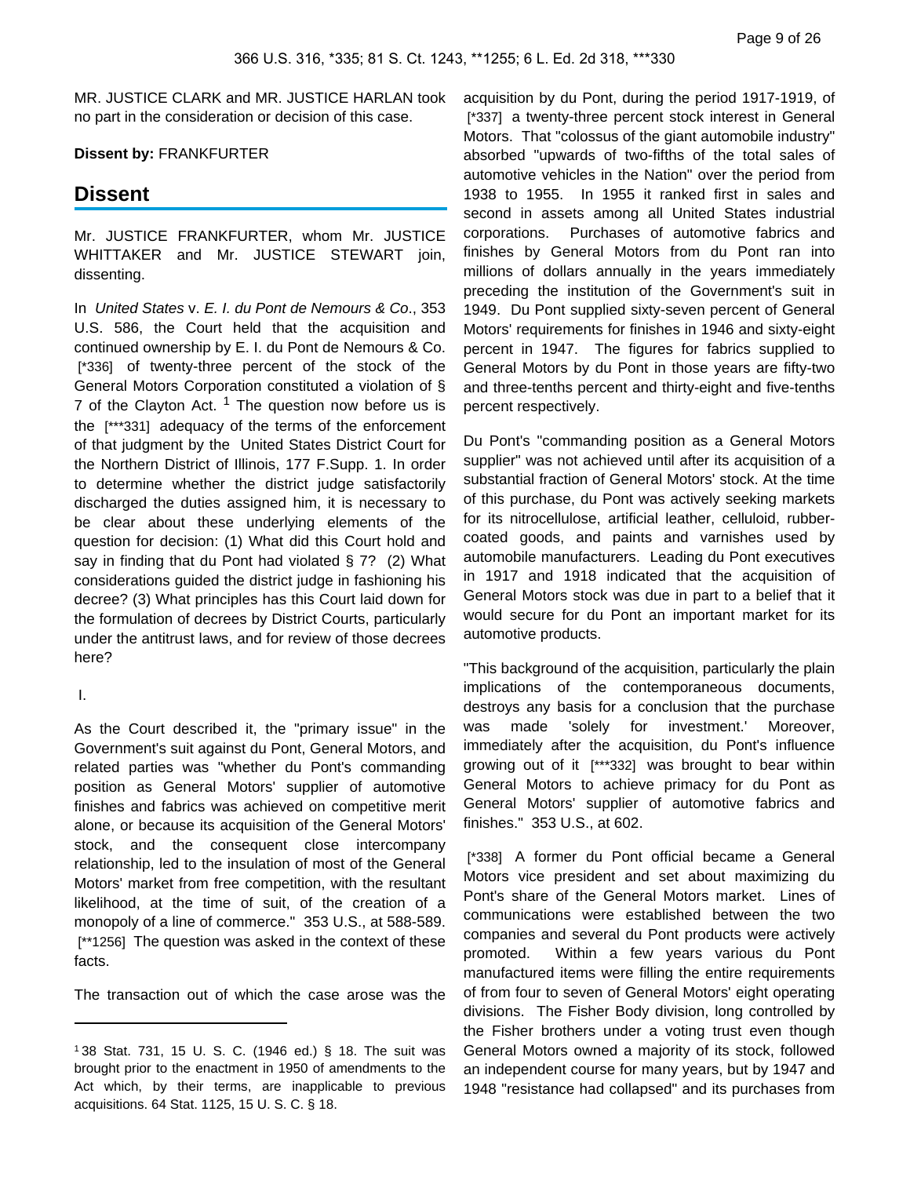MR. JUSTICE CLARK and MR. JUSTICE HARLAN took no part in the consideration or decision of this case.

**Dissent by:** FRANKFURTER

## Dissent

Mr. JUSTICE FRANKFURTER, whom Mr. JUSTICE WHITTAKER and Mr. JUSTICE STEWART join, dissenting.

In *United States* v. *E. I. du Pont de Nemours & Co*., 353 U.S. 586, the Court held that the acquisition and continued ownership by E. I. du Pont de Nemours & Co. [*336] of twenty-three percent of the stock of the General Motors Corporation constituted a violation of § 7 of the Clayton Act. [1] The question now before us is the [***331] adequacy of the terms of the enforcement of that judgment by the United States District Court for the Northern District of Illinois, 177 F.Supp. 1. In order to determine whether the district judge satisfactorily discharged the duties assigned him, it is necessary to be clear about these underlying elements of the question for decision: (1) What did this Court hold and say in finding that du Pont had violated § 7? (2) What considerations guided the district judge in fashioning his decree? (3) What principles has this Court laid down for the formulation of decrees by District Courts, particularly under the antitrust laws, and for review of those decrees here?

I.

As the Court described it, the "primary issue" in the Government's suit against du Pont, General Motors, and related parties was "whether du Pont's commanding position as General Motors' supplier of automotive finishes and fabrics was achieved on competitive merit alone, or because its acquisition of the General Motors' stock, and the consequent close intercompany relationship, led to the insulation of most of the General Motors' market from free competition, with the resultant likelihood, at the time of suit, of the creation of a monopoly of a line of commerce." 353 U.S., at 588-589. [**1256] The question was asked in the context of these facts.

The transaction out of which the case arose was the acquisition by du Pont, during the period 1917-1919, of [*337] a twenty-three percent stock interest in General Motors. That "colossus of the giant automobile industry" absorbed "upwards of two-fifths of the total sales of automotive vehicles in the Nation" over the period from 1938 to 1955. In 1955 it ranked first in sales and second in assets among all United States industrial corporations. Purchases of automotive fabrics and finishes by General Motors from du Pont ran into millions of dollars annually in the years immediately preceding the institution of the Government's suit in 1949. Du Pont supplied sixty-seven percent of General Motors' requirements for finishes in 1946 and sixty-eight percent in 1947. The figures for fabrics supplied to General Motors by du Pont in those years are fifty-two and three-tenths percent and thirty-eight and five-tenths percent respectively.

Du Pont's "commanding position as a General Motors supplier" was not achieved until after its acquisition of a substantial fraction of General Motors' stock. At the time of this purchase, du Pont was actively seeking markets for its nitrocellulose, artificial leather, celluloid, rubber-coated goods, and paints and varnishes used by automobile manufacturers. Leading du Pont executives in 1917 and 1918 indicated that the acquisition of General Motors stock was due in part to a belief that it would secure for du Pont an important market for its automotive products.

"This background of the acquisition, particularly the plain implications of the contemporaneous documents, destroys any basis for a conclusion that the purchase was made 'solely for investment.' Moreover, immediately after the acquisition, du Pont's influence growing out of it [***332] was brought to bear within General Motors to achieve primacy for du Pont as General Motors' supplier of automotive fabrics and finishes." 353 U.S., at 602.

[*338] A former du Pont official became a General Motors vice president and set about maximizing du Pont's share of the General Motors market. Lines of communications were established between the two companies and several du Pont products were actively promoted. Within a few years various du Pont manufactured items were filling the entire requirements of from four to seven of General Motors' eight operating divisions. The Fisher Body division, long controlled by the Fisher brothers under a voting trust even though General Motors owned a majority of its stock, followed an independent course for many years, but by 1947 and 1948 "resistance had collapsed" and its purchases from

---

[1] 38 Stat. 731, 15 U. S. C. (1946 ed.) § 18. The suit was brought prior to the enactment in 1950 of amendments to the Act which, by their terms, are inapplicable to previous acquisitions. 64 Stat. 1125, 15 U. S. C. § 18.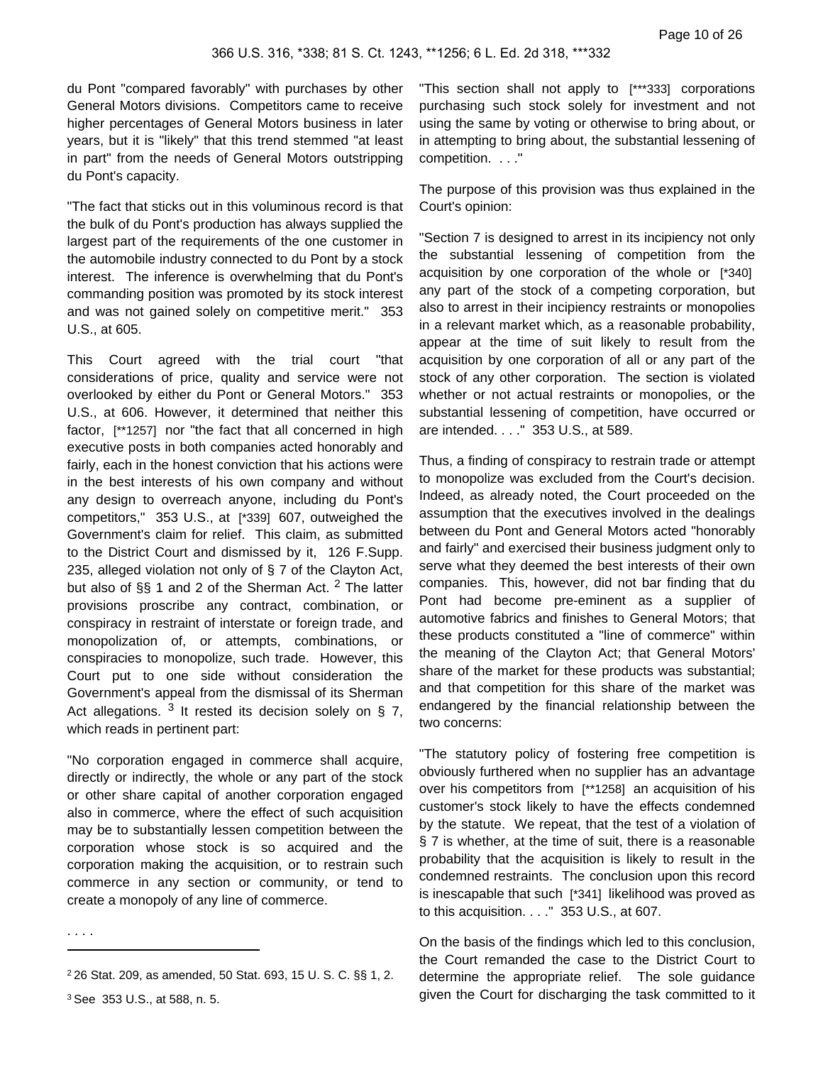du Pont "compared favorably" with purchases by other General Motors divisions. Competitors came to receive higher percentages of General Motors business in later years, but it is "likely" that this trend stemmed "at least in part" from the needs of General Motors outstripping du Pont's capacity.

"The fact that sticks out in this voluminous record is that the bulk of du Pont's production has always supplied the largest part of the requirements of the one customer in the automobile industry connected to du Pont by a stock interest. The inference is overwhelming that du Pont's commanding position was promoted by its stock interest and was not gained solely on competitive merit." 353 U.S., at 605.

This Court agreed with the trial court "that considerations of price, quality and service were not overlooked by either du Pont or General Motors." 353 U.S., at 606. However, it determined that neither this factor, [**1257] nor "the fact that all concerned in high executive posts in both companies acted honorably and fairly, each in the honest conviction that his actions were in the best interests of his own company and without any design to overreach anyone, including du Pont's competitors," 353 U.S., at [*339] 607, outweighed the Government's claim for relief. This claim, as submitted to the District Court and dismissed by it, 126 F.Supp. 235, alleged violation not only of § 7 of the Clayton Act, but also of §§ 1 and 2 of the Sherman Act. [2] The latter provisions proscribe any contract, combination, or conspiracy in restraint of interstate or foreign trade, and monopolization of, or attempts, combinations, or conspiracies to monopolize, such trade. However, this Court put to one side without consideration the Government's appeal from the dismissal of its Sherman Act allegations. [3] It rested its decision solely on § 7, which reads in pertinent part:

"No corporation engaged in commerce shall acquire, directly or indirectly, the whole or any part of the stock or other share capital of another corporation engaged also in commerce, where the effect of such acquisition may be to substantially lessen competition between the corporation whose stock is so acquired and the corporation making the acquisition, or to restrain such commerce in any section or community, or tend to create a monopoly of any line of commerce.

. . . .

"This section shall not apply to [***333] corporations purchasing such stock solely for investment and not using the same by voting or otherwise to bring about, or in attempting to bring about, the substantial lessening of competition. . . ."

The purpose of this provision was thus explained in the Court's opinion:

"Section 7 is designed to arrest in its incipiency not only the substantial lessening of competition from the acquisition by one corporation of the whole or [*340] any part of the stock of a competing corporation, but also to arrest in their incipiency restraints or monopolies in a relevant market which, as a reasonable probability, appear at the time of suit likely to result from the acquisition by one corporation of all or any part of the stock of any other corporation. The section is violated whether or not actual restraints or monopolies, or the substantial lessening of competition, have occurred or are intended. . . ." 353 U.S., at 589.

Thus, a finding of conspiracy to restrain trade or attempt to monopolize was excluded from the Court's decision. Indeed, as already noted, the Court proceeded on the assumption that the executives involved in the dealings between du Pont and General Motors acted "honorably and fairly" and exercised their business judgment only to serve what they deemed the best interests of their own companies. This, however, did not bar finding that du Pont had become pre-eminent as a supplier of automotive fabrics and finishes to General Motors; that these products constituted a "line of commerce" within the meaning of the Clayton Act; that General Motors' share of the market for these products was substantial; and that competition for this share of the market was endangered by the financial relationship between the two concerns:

"The statutory policy of fostering free competition is obviously furthered when no supplier has an advantage over his competitors from [**1258] an acquisition of his customer's stock likely to have the effects condemned by the statute. We repeat, that the test of a violation of § 7 is whether, at the time of suit, there is a reasonable probability that the acquisition is likely to result in the condemned restraints. The conclusion upon this record is inescapable that such [*341] likelihood was proved as to this acquisition. . . ." 353 U.S., at 607.

On the basis of the findings which led to this conclusion, the Court remanded the case to the District Court to determine the appropriate relief. The sole guidance given the Court for discharging the task committed to it

---

[2] 26 Stat. 209, as amended, 50 Stat. 693, 15 U. S. C. §§ 1, 2.

[3] See 353 U.S., at 588, n. 5.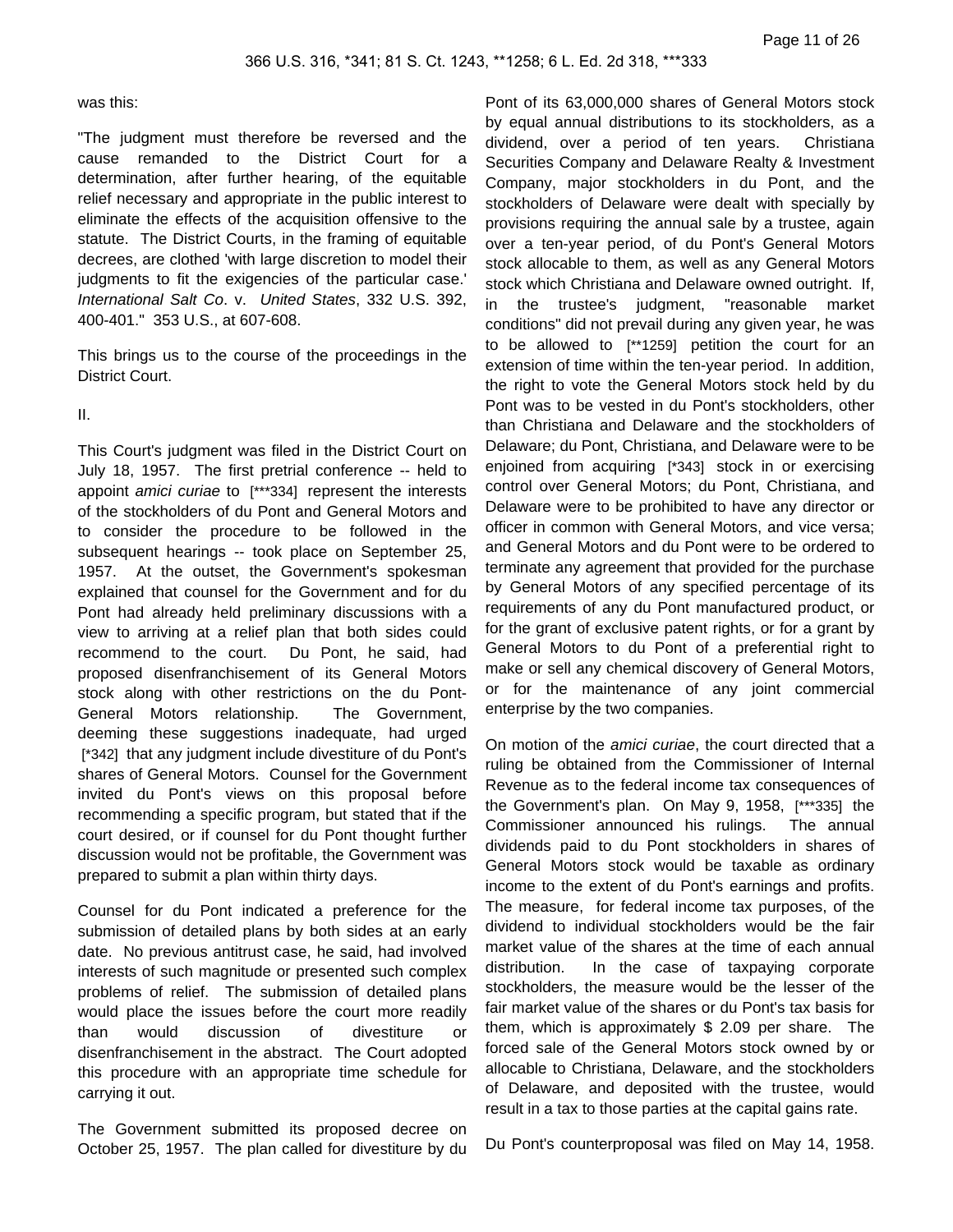was this:

"The judgment must therefore be reversed and the cause remanded to the District Court for a determination, after further hearing, of the equitable relief necessary and appropriate in the public interest to eliminate the effects of the acquisition offensive to the statute. The District Courts, in the framing of equitable decrees, are clothed 'with large discretion to model their judgments to fit the exigencies of the particular case.' *International Salt Co*. v. *United States*, 332 U.S. 392, 400-401." 353 U.S., at 607-608.

This brings us to the course of the proceedings in the District Court.

II.

This Court's judgment was filed in the District Court on July 18, 1957. The first pretrial conference -- held to appoint *amici curiae* to [***334] represent the interests of the stockholders of du Pont and General Motors and to consider the procedure to be followed in the subsequent hearings -- took place on September 25, 1957. At the outset, the Government's spokesman explained that counsel for the Government and for du Pont had already held preliminary discussions with a view to arriving at a relief plan that both sides could recommend to the court. Du Pont, he said, had proposed disenfranchisement of its General Motors stock along with other restrictions on the du Pont-General Motors relationship. The Government, deeming these suggestions inadequate, had urged [*342] that any judgment include divestiture of du Pont's shares of General Motors. Counsel for the Government invited du Pont's views on this proposal before recommending a specific program, but stated that if the court desired, or if counsel for du Pont thought further discussion would not be profitable, the Government was prepared to submit a plan within thirty days.

Counsel for du Pont indicated a preference for the submission of detailed plans by both sides at an early date. No previous antitrust case, he said, had involved interests of such magnitude or presented such complex problems of relief. The submission of detailed plans would place the issues before the court more readily than would discussion of divestiture or disenfranchisement in the abstract. The Court adopted this procedure with an appropriate time schedule for carrying it out.

The Government submitted its proposed decree on October 25, 1957. The plan called for divestiture by du Pont of its 63,000,000 shares of General Motors stock by equal annual distributions to its stockholders, as a dividend, over a period of ten years. Christiana Securities Company and Delaware Realty & Investment Company, major stockholders in du Pont, and the stockholders of Delaware were dealt with specially by provisions requiring the annual sale by a trustee, again over a ten-year period, of du Pont's General Motors stock allocable to them, as well as any General Motors stock which Christiana and Delaware owned outright. If, in the trustee's judgment, "reasonable market conditions" did not prevail during any given year, he was to be allowed to [**1259] petition the court for an extension of time within the ten-year period. In addition, the right to vote the General Motors stock held by du Pont was to be vested in du Pont's stockholders, other than Christiana and Delaware and the stockholders of Delaware; du Pont, Christiana, and Delaware were to be enjoined from acquiring [*343] stock in or exercising control over General Motors; du Pont, Christiana, and Delaware were to be prohibited to have any director or officer in common with General Motors, and vice versa; and General Motors and du Pont were to be ordered to terminate any agreement that provided for the purchase by General Motors of any specified percentage of its requirements of any du Pont manufactured product, or for the grant of exclusive patent rights, or for a grant by General Motors to du Pont of a preferential right to make or sell any chemical discovery of General Motors, or for the maintenance of any joint commercial enterprise by the two companies.

On motion of the *amici curiae*, the court directed that a ruling be obtained from the Commissioner of Internal Revenue as to the federal income tax consequences of the Government's plan. On May 9, 1958, [***335] the Commissioner announced his rulings. The annual dividends paid to du Pont stockholders in shares of General Motors stock would be taxable as ordinary income to the extent of du Pont's earnings and profits. The measure, for federal income tax purposes, of the dividend to individual stockholders would be the fair market value of the shares at the time of each annual distribution. In the case of taxpaying corporate stockholders, the measure would be the lesser of the fair market value of the shares or du Pont's tax basis for them, which is approximately $ 2.09 per share. The forced sale of the General Motors stock owned by or allocable to Christiana, Delaware, and the stockholders of Delaware, and deposited with the trustee, would result in a tax to those parties at the capital gains rate.

Du Pont's counterproposal was filed on May 14, 1958.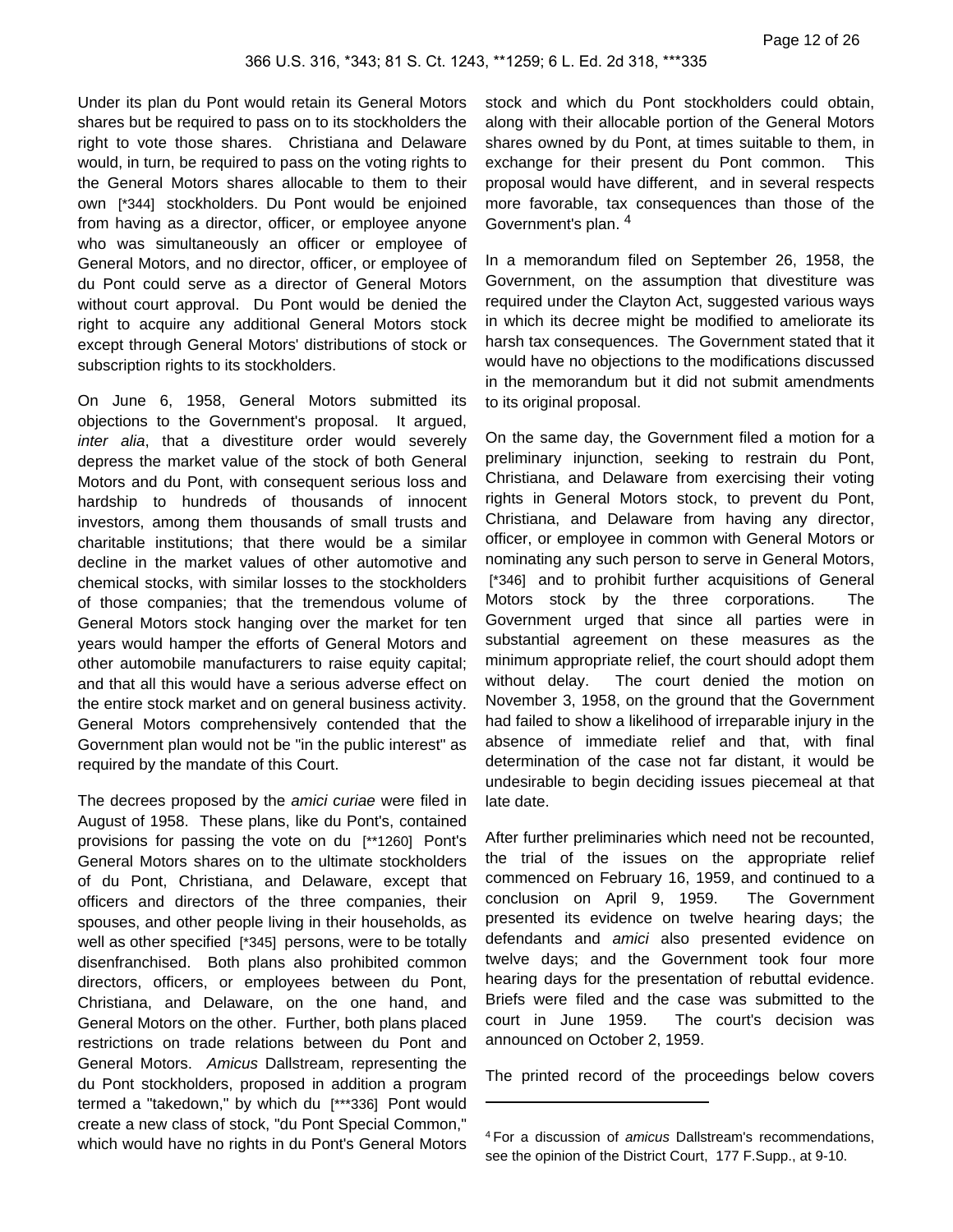Under its plan du Pont would retain its General Motors shares but be required to pass on to its stockholders the right to vote those shares. Christiana and Delaware would, in turn, be required to pass on the voting rights to the General Motors shares allocable to them to their own [*344] stockholders. Du Pont would be enjoined from having as a director, officer, or employee anyone who was simultaneously an officer or employee of General Motors, and no director, officer, or employee of du Pont could serve as a director of General Motors without court approval. Du Pont would be denied the right to acquire any additional General Motors stock except through General Motors' distributions of stock or subscription rights to its stockholders.

On June 6, 1958, General Motors submitted its objections to the Government's proposal. It argued, *inter alia*, that a divestiture order would severely depress the market value of the stock of both General Motors and du Pont, with consequent serious loss and hardship to hundreds of thousands of innocent investors, among them thousands of small trusts and charitable institutions; that there would be a similar decline in the market values of other automotive and chemical stocks, with similar losses to the stockholders of those companies; that the tremendous volume of General Motors stock hanging over the market for ten years would hamper the efforts of General Motors and other automobile manufacturers to raise equity capital; and that all this would have a serious adverse effect on the entire stock market and on general business activity. General Motors comprehensively contended that the Government plan would not be "in the public interest" as required by the mandate of this Court.

The decrees proposed by the *amici curiae* were filed in August of 1958. These plans, like du Pont's, contained provisions for passing the vote on du [**1260] Pont's General Motors shares on to the ultimate stockholders of du Pont, Christiana, and Delaware, except that officers and directors of the three companies, their spouses, and other people living in their households, as well as other specified [*345] persons, were to be totally disenfranchised. Both plans also prohibited common directors, officers, or employees between du Pont, Christiana, and Delaware, on the one hand, and General Motors on the other. Further, both plans placed restrictions on trade relations between du Pont and General Motors. *Amicus* Dallstream, representing the du Pont stockholders, proposed in addition a program termed a "takedown," by which du [***336] Pont would create a new class of stock, "du Pont Special Common," which would have no rights in du Pont's General Motors stock and which du Pont stockholders could obtain, along with their allocable portion of the General Motors shares owned by du Pont, at times suitable to them, in exchange for their present du Pont common. This proposal would have different, and in several respects more favorable, tax consequences than those of the Government's plan. [4]

In a memorandum filed on September 26, 1958, the Government, on the assumption that divestiture was required under the Clayton Act, suggested various ways in which its decree might be modified to ameliorate its harsh tax consequences. The Government stated that it would have no objections to the modifications discussed in the memorandum but it did not submit amendments to its original proposal.

On the same day, the Government filed a motion for a preliminary injunction, seeking to restrain du Pont, Christiana, and Delaware from exercising their voting rights in General Motors stock, to prevent du Pont, Christiana, and Delaware from having any director, officer, or employee in common with General Motors or nominating any such person to serve in General Motors, [*346] and to prohibit further acquisitions of General Motors stock by the three corporations. The Government urged that since all parties were in substantial agreement on these measures as the minimum appropriate relief, the court should adopt them without delay. The court denied the motion on November 3, 1958, on the ground that the Government had failed to show a likelihood of irreparable injury in the absence of immediate relief and that, with final determination of the case not far distant, it would be undesirable to begin deciding issues piecemeal at that late date.

After further preliminaries which need not be recounted, the trial of the issues on the appropriate relief commenced on February 16, 1959, and continued to a conclusion on April 9, 1959. The Government presented its evidence on twelve hearing days; the defendants and *amici* also presented evidence on twelve days; and the Government took four more hearing days for the presentation of rebuttal evidence. Briefs were filed and the case was submitted to the court in June 1959. The court's decision was announced on October 2, 1959.

The printed record of the proceedings below covers

---

[4] For a discussion of *amicus* Dallstream's recommendations, see the opinion of the District Court, 177 F.Supp., at 9-10.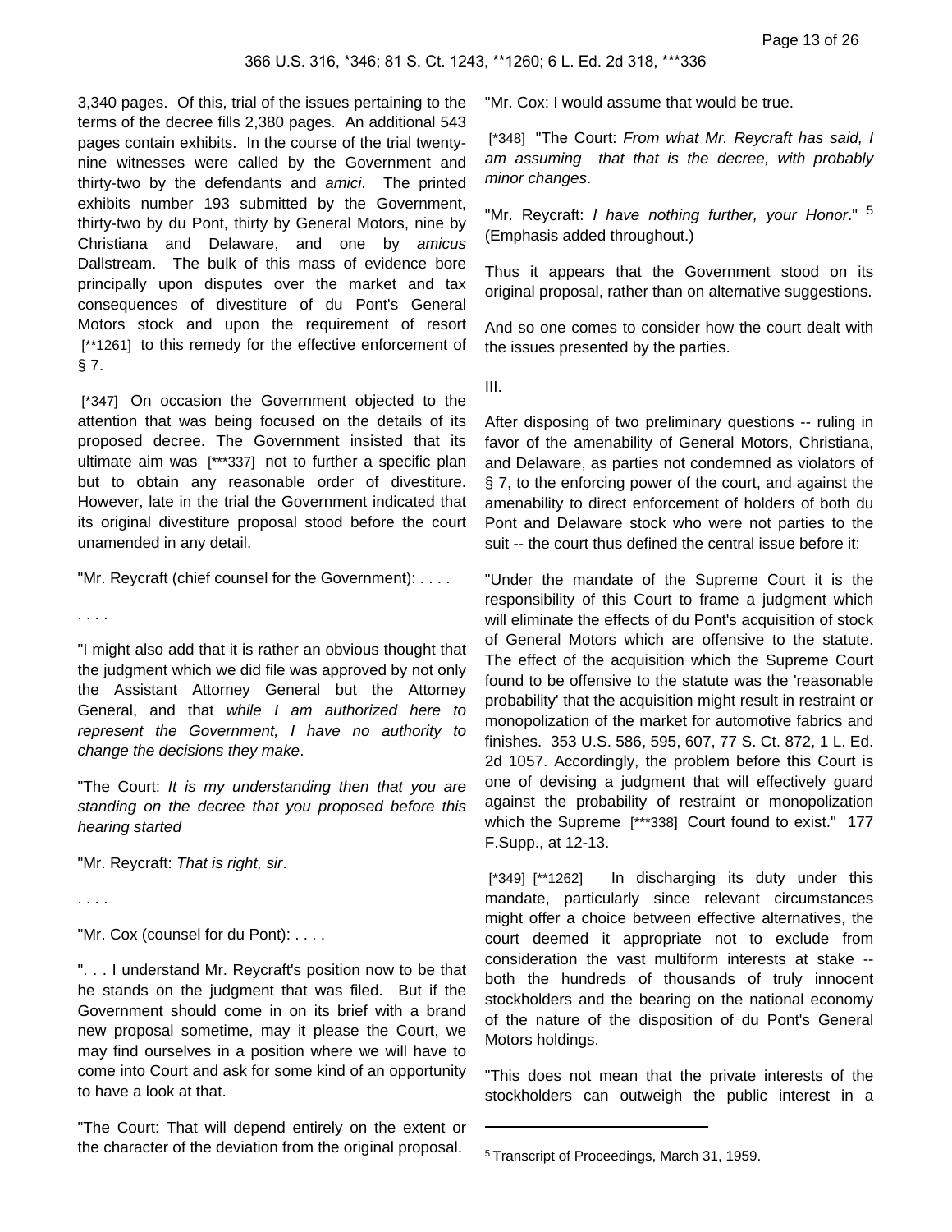3,340 pages. Of this, trial of the issues pertaining to the terms of the decree fills 2,380 pages. An additional 543 pages contain exhibits. In the course of the trial twenty-nine witnesses were called by the Government and thirty-two by the defendants and *amici*. The printed exhibits number 193 submitted by the Government, thirty-two by du Pont, thirty by General Motors, nine by Christiana and Delaware, and one by *amicus* Dallstream. The bulk of this mass of evidence bore principally upon disputes over the market and tax consequences of divestiture of du Pont's General Motors stock and upon the requirement of resort [**1261] to this remedy for the effective enforcement of § 7.

[*347] On occasion the Government objected to the attention that was being focused on the details of its proposed decree. The Government insisted that its ultimate aim was [***337] not to further a specific plan but to obtain any reasonable order of divestiture. However, late in the trial the Government indicated that its original divestiture proposal stood before the court unamended in any detail.

"Mr. Reycraft (chief counsel for the Government): . . . .

. . . .

"I might also add that it is rather an obvious thought that the judgment which we did file was approved by not only the Assistant Attorney General but the Attorney General, and that *while I am authorized here to represent the Government, I have no authority to change the decisions they make*.

"The Court: *It is my understanding then that you are standing on the decree that you proposed before this hearing started*

"Mr. Reycraft: *That is right, sir*.

. . . .

"Mr. Cox (counsel for du Pont): . . . .

". . . I understand Mr. Reycraft's position now to be that he stands on the judgment that was filed. But if the Government should come in on its brief with a brand new proposal sometime, may it please the Court, we may find ourselves in a position where we will have to come into Court and ask for some kind of an opportunity to have a look at that.

"The Court: That will depend entirely on the extent or the character of the deviation from the original proposal.

"Mr. Cox: I would assume that would be true.

[*348] "The Court: *From what Mr. Reycraft has said, I am assuming that that is the decree, with probably minor changes*.

"Mr. Reycraft: *I have nothing further, your Honor*." [5] (Emphasis added throughout.)

Thus it appears that the Government stood on its original proposal, rather than on alternative suggestions.

And so one comes to consider how the court dealt with the issues presented by the parties.

III.

After disposing of two preliminary questions -- ruling in favor of the amenability of General Motors, Christiana, and Delaware, as parties not condemned as violators of § 7, to the enforcing power of the court, and against the amenability to direct enforcement of holders of both du Pont and Delaware stock who were not parties to the suit -- the court thus defined the central issue before it:

"Under the mandate of the Supreme Court it is the responsibility of this Court to frame a judgment which will eliminate the effects of du Pont's acquisition of stock of General Motors which are offensive to the statute. The effect of the acquisition which the Supreme Court found to be offensive to the statute was the 'reasonable probability' that the acquisition might result in restraint or monopolization of the market for automotive fabrics and finishes. 353 U.S. 586, 595, 607, 77 S. Ct. 872, 1 L. Ed. 2d 1057. Accordingly, the problem before this Court is one of devising a judgment that will effectively guard against the probability of restraint or monopolization which the Supreme [***338] Court found to exist." 177 F.Supp., at 12-13.

[*349] [**1262] In discharging its duty under this mandate, particularly since relevant circumstances might offer a choice between effective alternatives, the court deemed it appropriate not to exclude from consideration the vast multiform interests at stake -- both the hundreds of thousands of truly innocent stockholders and the bearing on the national economy of the nature of the disposition of du Pont's General Motors holdings.

"This does not mean that the private interests of the stockholders can outweigh the public interest in a

---

[5] Transcript of Proceedings, March 31, 1959.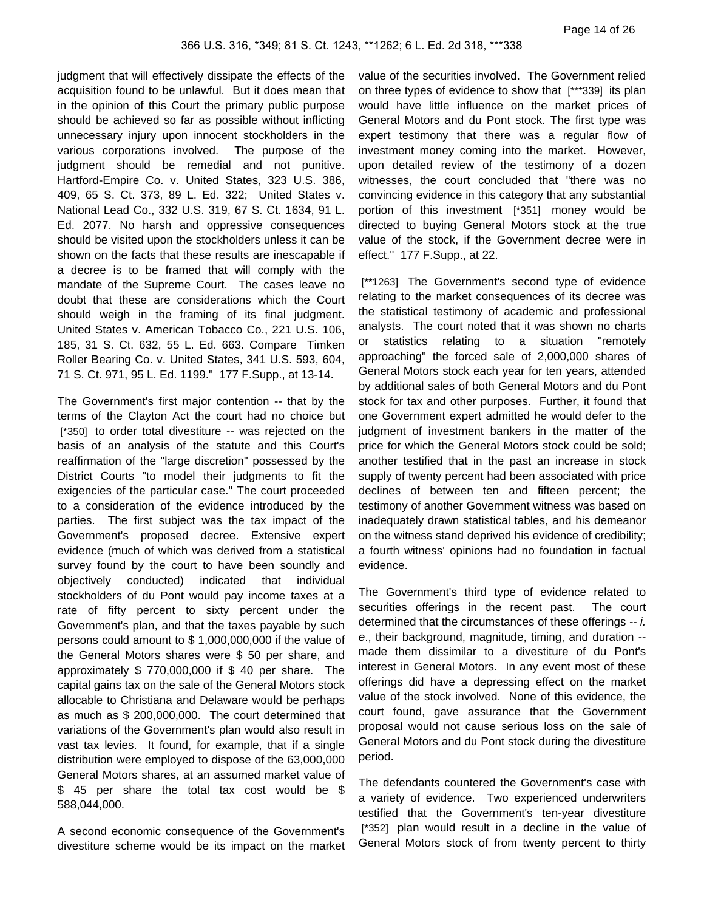judgment that will effectively dissipate the effects of the acquisition found to be unlawful. But it does mean that in the opinion of this Court the primary public purpose should be achieved so far as possible without inflicting unnecessary injury upon innocent stockholders in the various corporations involved. The purpose of the judgment should be remedial and not punitive. Hartford-Empire Co. v. United States, 323 U.S. 386, 409, 65 S. Ct. 373, 89 L. Ed. 322; United States v. National Lead Co., 332 U.S. 319, 67 S. Ct. 1634, 91 L. Ed. 2077. No harsh and oppressive consequences should be visited upon the stockholders unless it can be shown on the facts that these results are inescapable if a decree is to be framed that will comply with the mandate of the Supreme Court. The cases leave no doubt that these are considerations which the Court should weigh in the framing of its final judgment. United States v. American Tobacco Co., 221 U.S. 106, 185, 31 S. Ct. 632, 55 L. Ed. 663. Compare Timken Roller Bearing Co. v. United States, 341 U.S. 593, 604, 71 S. Ct. 971, 95 L. Ed. 1199." 177 F.Supp., at 13-14.

The Government's first major contention -- that by the terms of the Clayton Act the court had no choice but [*350] to order total divestiture -- was rejected on the basis of an analysis of the statute and this Court's reaffirmation of the "large discretion" possessed by the District Courts "to model their judgments to fit the exigencies of the particular case." The court proceeded to a consideration of the evidence introduced by the parties. The first subject was the tax impact of the Government's proposed decree. Extensive expert evidence (much of which was derived from a statistical survey found by the court to have been soundly and objectively conducted) indicated that individual stockholders of du Pont would pay income taxes at a rate of fifty percent to sixty percent under the Government's plan, and that the taxes payable by such persons could amount to $ 1,000,000,000 if the value of the General Motors shares were $ 50 per share, and approximately $ 770,000,000 if $ 40 per share. The capital gains tax on the sale of the General Motors stock allocable to Christiana and Delaware would be perhaps as much as $ 200,000,000. The court determined that variations of the Government's plan would also result in vast tax levies. It found, for example, that if a single distribution were employed to dispose of the 63,000,000 General Motors shares, at an assumed market value of $ 45 per share the total tax cost would be $ 588,044,000.

A second economic consequence of the Government's divestiture scheme would be its impact on the market value of the securities involved. The Government relied on three types of evidence to show that [***339] its plan would have little influence on the market prices of General Motors and du Pont stock. The first type was expert testimony that there was a regular flow of investment money coming into the market. However, upon detailed review of the testimony of a dozen witnesses, the court concluded that "there was no convincing evidence in this category that any substantial portion of this investment [*351] money would be directed to buying General Motors stock at the true value of the stock, if the Government decree were in effect." 177 F.Supp., at 22.

[**1263] The Government's second type of evidence relating to the market consequences of its decree was the statistical testimony of academic and professional analysts. The court noted that it was shown no charts or statistics relating to a situation "remotely approaching" the forced sale of 2,000,000 shares of General Motors stock each year for ten years, attended by additional sales of both General Motors and du Pont stock for tax and other purposes. Further, it found that one Government expert admitted he would defer to the judgment of investment bankers in the matter of the price for which the General Motors stock could be sold; another testified that in the past an increase in stock supply of twenty percent had been associated with price declines of between ten and fifteen percent; the testimony of another Government witness was based on inadequately drawn statistical tables, and his demeanor on the witness stand deprived his evidence of credibility; a fourth witness' opinions had no foundation in factual evidence.

The Government's third type of evidence related to securities offerings in the recent past. The court determined that the circumstances of these offerings -- *i. e.*, their background, magnitude, timing, and duration -- made them dissimilar to a divestiture of du Pont's interest in General Motors. In any event most of these offerings did have a depressing effect on the market value of the stock involved. None of this evidence, the court found, gave assurance that the Government proposal would not cause serious loss on the sale of General Motors and du Pont stock during the divestiture period.

The defendants countered the Government's case with a variety of evidence. Two experienced underwriters testified that the Government's ten-year divestiture [*352] plan would result in a decline in the value of General Motors stock of from twenty percent to thirty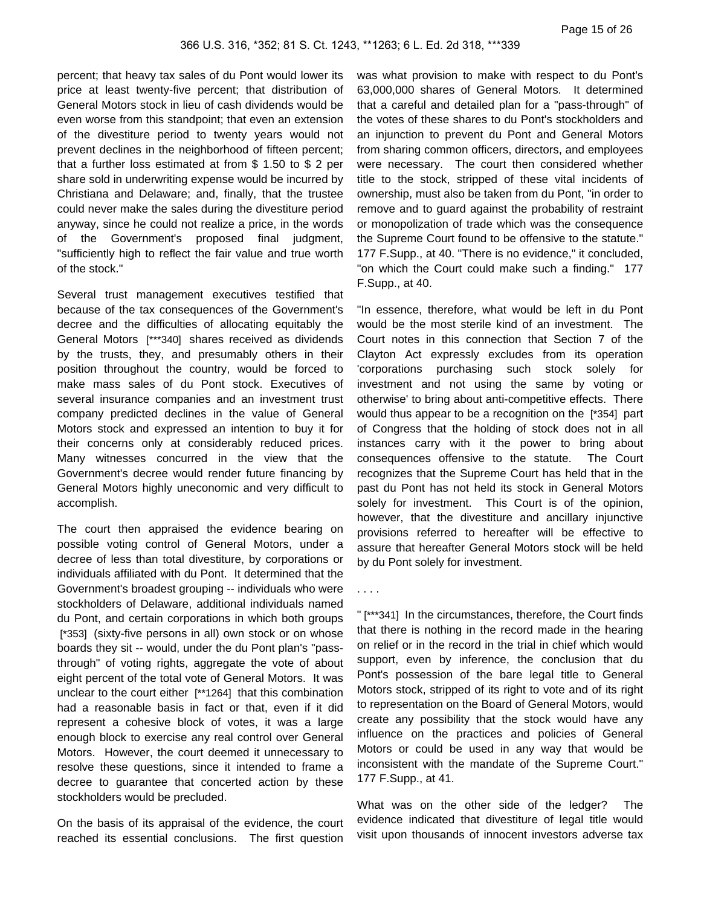percent; that heavy tax sales of du Pont would lower its price at least twenty-five percent; that distribution of General Motors stock in lieu of cash dividends would be even worse from this standpoint; that even an extension of the divestiture period to twenty years would not prevent declines in the neighborhood of fifteen percent; that a further loss estimated at from $ 1.50 to $ 2 per share sold in underwriting expense would be incurred by Christiana and Delaware; and, finally, that the trustee could never make the sales during the divestiture period anyway, since he could not realize a price, in the words of the Government's proposed final judgment, "sufficiently high to reflect the fair value and true worth of the stock."

Several trust management executives testified that because of the tax consequences of the Government's decree and the difficulties of allocating equitably the General Motors [***340] shares received as dividends by the trusts, they, and presumably others in their position throughout the country, would be forced to make mass sales of du Pont stock. Executives of several insurance companies and an investment trust company predicted declines in the value of General Motors stock and expressed an intention to buy it for their concerns only at considerably reduced prices. Many witnesses concurred in the view that the Government's decree would render future financing by General Motors highly uneconomic and very difficult to accomplish.

The court then appraised the evidence bearing on possible voting control of General Motors, under a decree of less than total divestiture, by corporations or individuals affiliated with du Pont. It determined that the Government's broadest grouping -- individuals who were stockholders of Delaware, additional individuals named du Pont, and certain corporations in which both groups [*353] (sixty-five persons in all) own stock or on whose boards they sit -- would, under the du Pont plan's "pass-through" of voting rights, aggregate the vote of about eight percent of the total vote of General Motors. It was unclear to the court either [**1264] that this combination had a reasonable basis in fact or that, even if it did represent a cohesive block of votes, it was a large enough block to exercise any real control over General Motors. However, the court deemed it unnecessary to resolve these questions, since it intended to frame a decree to guarantee that concerted action by these stockholders would be precluded.

On the basis of its appraisal of the evidence, the court reached its essential conclusions. The first question was what provision to make with respect to du Pont's 63,000,000 shares of General Motors. It determined that a careful and detailed plan for a "pass-through" of the votes of these shares to du Pont's stockholders and an injunction to prevent du Pont and General Motors from sharing common officers, directors, and employees were necessary. The court then considered whether title to the stock, stripped of these vital incidents of ownership, must also be taken from du Pont, "in order to remove and to guard against the probability of restraint or monopolization of trade which was the consequence the Supreme Court found to be offensive to the statute." 177 F.Supp., at 40. "There is no evidence," it concluded, "on which the Court could make such a finding." 177 F.Supp., at 40.

"In essence, therefore, what would be left in du Pont would be the most sterile kind of an investment. The Court notes in this connection that Section 7 of the Clayton Act expressly excludes from its operation 'corporations purchasing such stock solely for investment and not using the same by voting or otherwise' to bring about anti-competitive effects. There would thus appear to be a recognition on the [*354] part of Congress that the holding of stock does not in all instances carry with it the power to bring about consequences offensive to the statute. The Court recognizes that the Supreme Court has held that in the past du Pont has not held its stock in General Motors solely for investment. This Court is of the opinion, however, that the divestiture and ancillary injunctive provisions referred to hereafter will be effective to assure that hereafter General Motors stock will be held by du Pont solely for investment.

. . . .

" [***341] In the circumstances, therefore, the Court finds that there is nothing in the record made in the hearing on relief or in the record in the trial in chief which would support, even by inference, the conclusion that du Pont's possession of the bare legal title to General Motors stock, stripped of its right to vote and of its right to representation on the Board of General Motors, would create any possibility that the stock would have any influence on the practices and policies of General Motors or could be used in any way that would be inconsistent with the mandate of the Supreme Court." 177 F.Supp., at 41.

What was on the other side of the ledger? The evidence indicated that divestiture of legal title would visit upon thousands of innocent investors adverse tax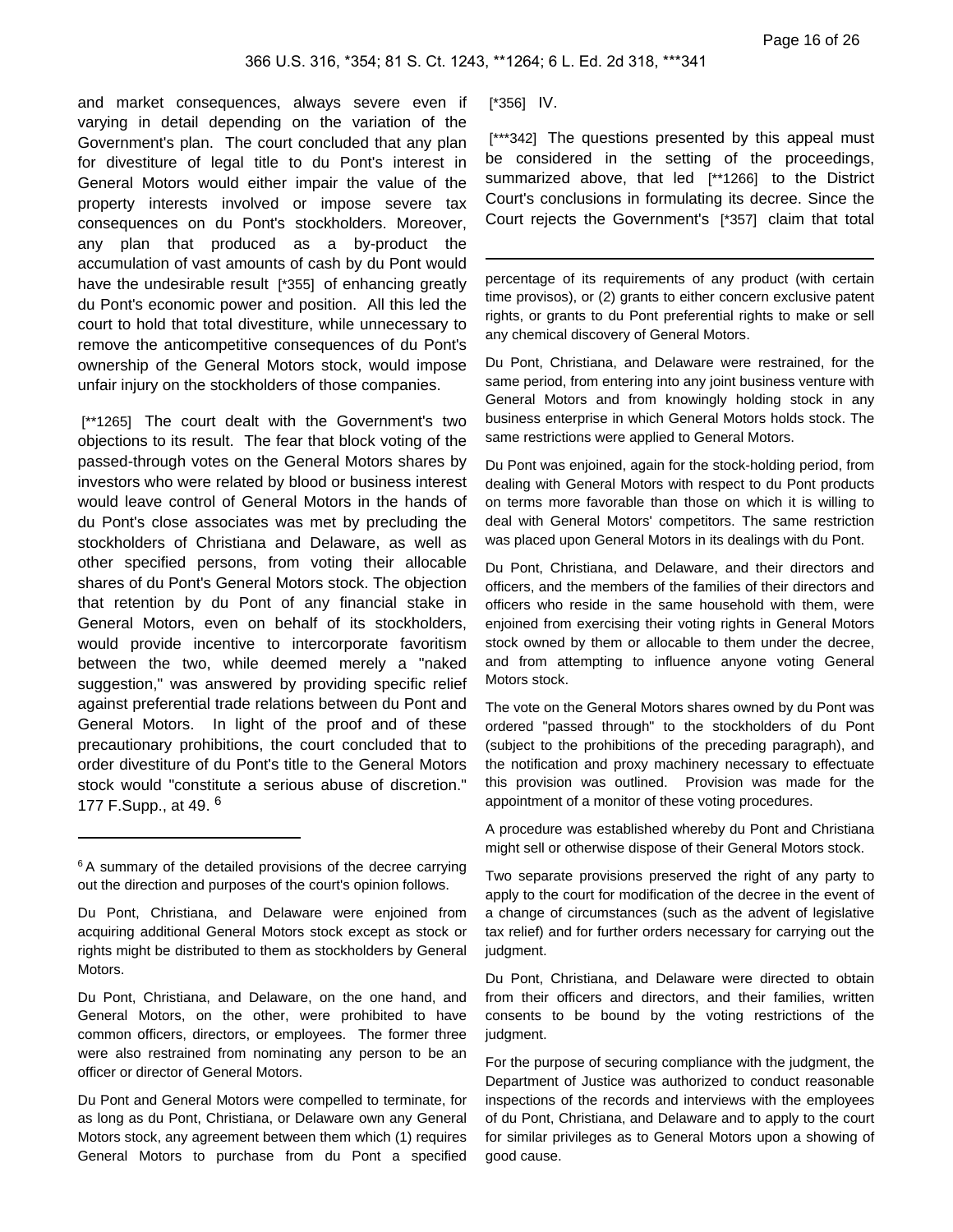and market consequences, always severe even if varying in detail depending on the variation of the Government's plan. The court concluded that any plan for divestiture of legal title to du Pont's interest in General Motors would either impair the value of the property interests involved or impose severe tax consequences on du Pont's stockholders. Moreover, any plan that produced as a by-product the accumulation of vast amounts of cash by du Pont would have the undesirable result [*355] of enhancing greatly du Pont's economic power and position. All this led the court to hold that total divestiture, while unnecessary to remove the anticompetitive consequences of du Pont's ownership of the General Motors stock, would impose unfair injury on the stockholders of those companies.

[**1265] The court dealt with the Government's two objections to its result. The fear that block voting of the passed-through votes on the General Motors shares by investors who were related by blood or business interest would leave control of General Motors in the hands of du Pont's close associates was met by precluding the stockholders of Christiana and Delaware, as well as other specified persons, from voting their allocable shares of du Pont's General Motors stock. The objection that retention by du Pont of any financial stake in General Motors, even on behalf of its stockholders, would provide incentive to intercorporate favoritism between the two, while deemed merely a "naked suggestion," was answered by providing specific relief against preferential trade relations between du Pont and General Motors. In light of the proof and of these precautionary prohibitions, the court concluded that to order divestiture of du Pont's title to the General Motors stock would "constitute a serious abuse of discretion." 177 F.Supp., at 49. [6]

[*356] IV.

[***342] The questions presented by this appeal must be considered in the setting of the proceedings, summarized above, that led [**1266] to the District Court's conclusions in formulating its decree. Since the Court rejects the Government's [*357] claim that total

---

[6] A summary of the detailed provisions of the decree carrying out the direction and purposes of the court's opinion follows.

Du Pont, Christiana, and Delaware were enjoined from acquiring additional General Motors stock except as stock or rights might be distributed to them as stockholders by General Motors.

Du Pont, Christiana, and Delaware, on the one hand, and General Motors, on the other, were prohibited to have common officers, directors, or employees. The former three were also restrained from nominating any person to be an officer or director of General Motors.

Du Pont and General Motors were compelled to terminate, for as long as du Pont, Christiana, or Delaware own any General Motors stock, any agreement between them which (1) requires General Motors to purchase from du Pont a specified percentage of its requirements of any product (with certain time provisos), or (2) grants to either concern exclusive patent rights, or grants to du Pont preferential rights to make or sell any chemical discovery of General Motors.

Du Pont, Christiana, and Delaware were restrained, for the same period, from entering into any joint business venture with General Motors and from knowingly holding stock in any business enterprise in which General Motors holds stock. The same restrictions were applied to General Motors.

Du Pont was enjoined, again for the stock-holding period, from dealing with General Motors with respect to du Pont products on terms more favorable than those on which it is willing to deal with General Motors' competitors. The same restriction was placed upon General Motors in its dealings with du Pont.

Du Pont, Christiana, and Delaware, and their directors and officers, and the members of the families of their directors and officers who reside in the same household with them, were enjoined from exercising their voting rights in General Motors stock owned by them or allocable to them under the decree, and from attempting to influence anyone voting General Motors stock.

The vote on the General Motors shares owned by du Pont was ordered "passed through" to the stockholders of du Pont (subject to the prohibitions of the preceding paragraph), and the notification and proxy machinery necessary to effectuate this provision was outlined. Provision was made for the appointment of a monitor of these voting procedures.

A procedure was established whereby du Pont and Christiana might sell or otherwise dispose of their General Motors stock.

Two separate provisions preserved the right of any party to apply to the court for modification of the decree in the event of a change of circumstances (such as the advent of legislative tax relief) and for further orders necessary for carrying out the judgment.

Du Pont, Christiana, and Delaware were directed to obtain from their officers and directors, and their families, written consents to be bound by the voting restrictions of the judgment.

For the purpose of securing compliance with the judgment, the Department of Justice was authorized to conduct reasonable inspections of the records and interviews with the employees of du Pont, Christiana, and Delaware and to apply to the court for similar privileges as to General Motors upon a showing of good cause.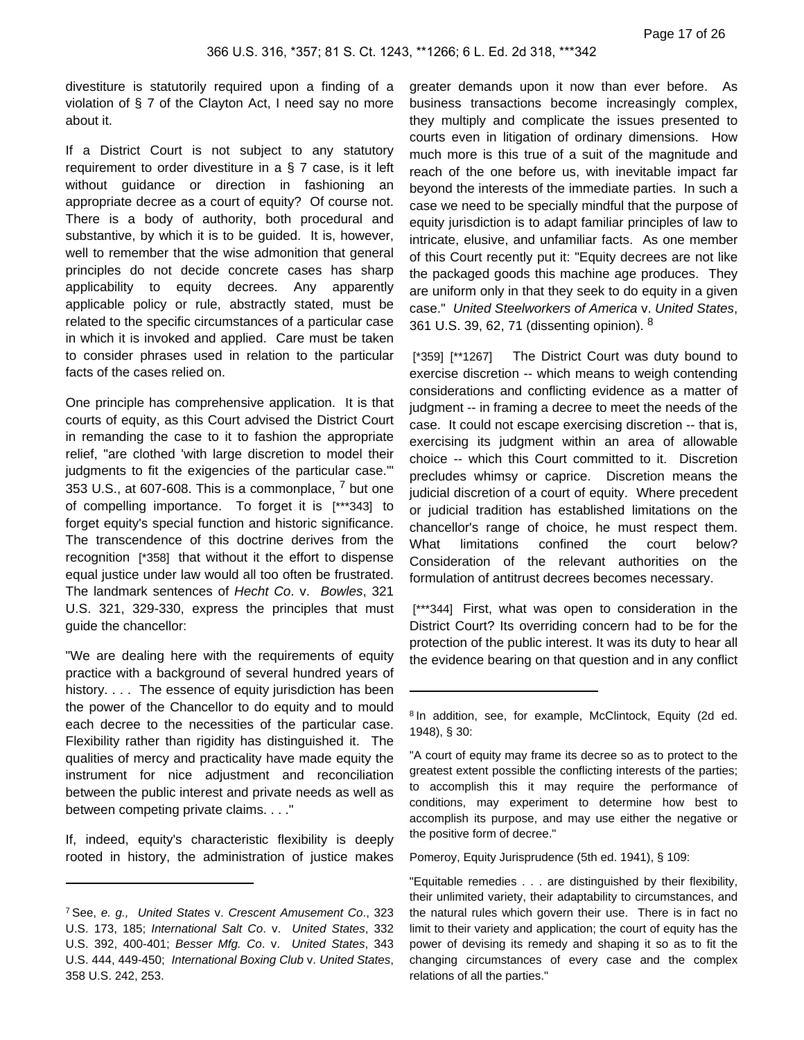divestiture is statutorily required upon a finding of a violation of § 7 of the Clayton Act, I need say no more about it.

If a District Court is not subject to any statutory requirement to order divestiture in a § 7 case, is it left without guidance or direction in fashioning an appropriate decree as a court of equity? Of course not. There is a body of authority, both procedural and substantive, by which it is to be guided. It is, however, well to remember that the wise admonition that general principles do not decide concrete cases has sharp applicability to equity decrees. Any apparently applicable policy or rule, abstractly stated, must be related to the specific circumstances of a particular case in which it is invoked and applied. Care must be taken to consider phrases used in relation to the particular facts of the cases relied on.

One principle has comprehensive application. It is that courts of equity, as this Court advised the District Court in remanding the case to it to fashion the appropriate relief, "are clothed 'with large discretion to model their judgments to fit the exigencies of the particular case.'" 353 U.S., at 607-608. This is a commonplace, [7] but one of compelling importance. To forget it is [***343] to forget equity's special function and historic significance. The transcendence of this doctrine derives from the recognition [*358] that without it the effort to dispense equal justice under law would all too often be frustrated. The landmark sentences of *Hecht Co*. v. *Bowles*, 321 U.S. 321, 329-330, express the principles that must guide the chancellor:

"We are dealing here with the requirements of equity practice with a background of several hundred years of history. . . . The essence of equity jurisdiction has been the power of the Chancellor to do equity and to mould each decree to the necessities of the particular case. Flexibility rather than rigidity has distinguished it. The qualities of mercy and practicality have made equity the instrument for nice adjustment and reconciliation between the public interest and private needs as well as between competing private claims. . . ."

If, indeed, equity's characteristic flexibility is deeply rooted in history, the administration of justice makes greater demands upon it now than ever before. As business transactions become increasingly complex, they multiply and complicate the issues presented to courts even in litigation of ordinary dimensions. How much more is this true of a suit of the magnitude and reach of the one before us, with inevitable impact far beyond the interests of the immediate parties. In such a case we need to be specially mindful that the purpose of equity jurisdiction is to adapt familiar principles of law to intricate, elusive, and unfamiliar facts. As one member of this Court recently put it: "Equity decrees are not like the packaged goods this machine age produces. They are uniform only in that they seek to do equity in a given case." *United Steelworkers of America* v. *United States*, 361 U.S. 39, 62, 71 (dissenting opinion). [8]

[*359] [**1267] The District Court was duty bound to exercise discretion -- which means to weigh contending considerations and conflicting evidence as a matter of judgment -- in framing a decree to meet the needs of the case. It could not escape exercising discretion -- that is, exercising its judgment within an area of allowable choice -- which this Court committed to it. Discretion precludes whimsy or caprice. Discretion means the judicial discretion of a court of equity. Where precedent or judicial tradition has established limitations on the chancellor's range of choice, he must respect them. What limitations confined the court below? Consideration of the relevant authorities on the formulation of antitrust decrees becomes necessary.

[***344] First, what was open to consideration in the District Court? Its overriding concern had to be for the protection of the public interest. It was its duty to hear all the evidence bearing on that question and in any conflict

---

[7] See, *e. g., United States* v. *Crescent Amusement Co*., 323 U.S. 173, 185; *International Salt Co*. v. *United States*, 332 U.S. 392, 400-401; *Besser Mfg. Co*. v. *United States*, 343 U.S. 444, 449-450; *International Boxing Club* v. *United States*, 358 U.S. 242, 253.

[8] In addition, see, for example, McClintock, Equity (2d ed. 1948), § 30:

"A court of equity may frame its decree so as to protect to the greatest extent possible the conflicting interests of the parties; to accomplish this it may require the performance of conditions, may experiment to determine how best to accomplish its purpose, and may use either the negative or the positive form of decree."

Pomeroy, Equity Jurisprudence (5th ed. 1941), § 109:

"Equitable remedies . . . are distinguished by their flexibility, their unlimited variety, their adaptability to circumstances, and the natural rules which govern their use. There is in fact no limit to their variety and application; the court of equity has the power of devising its remedy and shaping it so as to fit the changing circumstances of every case and the complex relations of all the parties."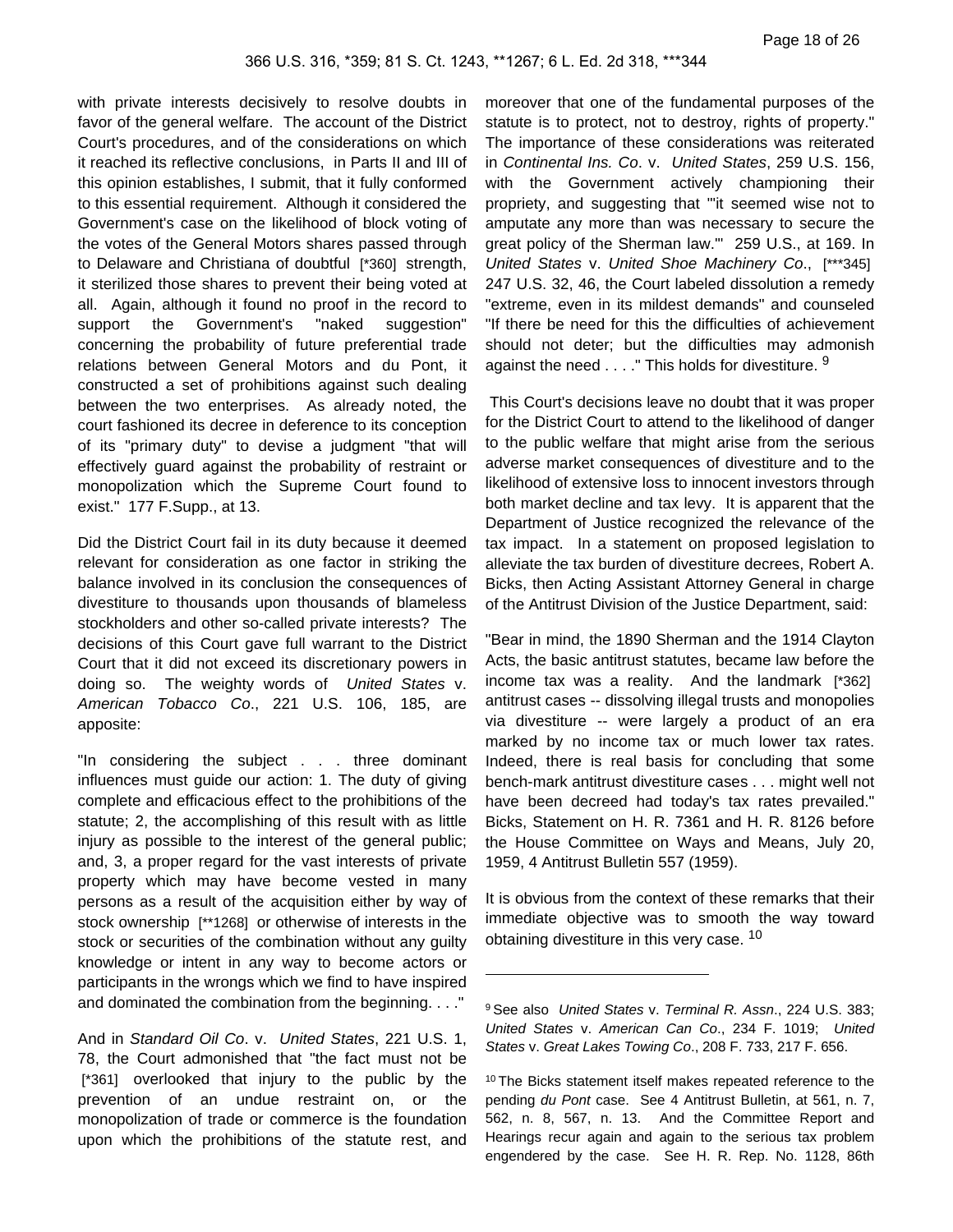with private interests decisively to resolve doubts in favor of the general welfare. The account of the District Court's procedures, and of the considerations on which it reached its reflective conclusions, in Parts II and III of this opinion establishes, I submit, that it fully conformed to this essential requirement. Although it considered the Government's case on the likelihood of block voting of the votes of the General Motors shares passed through to Delaware and Christiana of doubtful [*360] strength, it sterilized those shares to prevent their being voted at all. Again, although it found no proof in the record to support the Government's "naked suggestion" concerning the probability of future preferential trade relations between General Motors and du Pont, it constructed a set of prohibitions against such dealing between the two enterprises. As already noted, the court fashioned its decree in deference to its conception of its "primary duty" to devise a judgment "that will effectively guard against the probability of restraint or monopolization which the Supreme Court found to exist." 177 F.Supp., at 13.

Did the District Court fail in its duty because it deemed relevant for consideration as one factor in striking the balance involved in its conclusion the consequences of divestiture to thousands upon thousands of blameless stockholders and other so-called private interests? The decisions of this Court gave full warrant to the District Court that it did not exceed its discretionary powers in doing so. The weighty words of *United States* v. *American Tobacco Co*., 221 U.S. 106, 185, are apposite:

"In considering the subject . . . three dominant influences must guide our action: 1. The duty of giving complete and efficacious effect to the prohibitions of the statute; 2, the accomplishing of this result with as little injury as possible to the interest of the general public; and, 3, a proper regard for the vast interests of private property which may have become vested in many persons as a result of the acquisition either by way of stock ownership [**1268] or otherwise of interests in the stock or securities of the combination without any guilty knowledge or intent in any way to become actors or participants in the wrongs which we find to have inspired and dominated the combination from the beginning. . . ."

And in *Standard Oil Co*. v. *United States*, 221 U.S. 1, 78, the Court admonished that "the fact must not be [*361] overlooked that injury to the public by the prevention of an undue restraint on, or the monopolization of trade or commerce is the foundation upon which the prohibitions of the statute rest, and moreover that one of the fundamental purposes of the statute is to protect, not to destroy, rights of property." The importance of these considerations was reiterated in *Continental Ins. Co*. v. *United States*, 259 U.S. 156, with the Government actively championing their propriety, and suggesting that "'it seemed wise not to amputate any more than was necessary to secure the great policy of the Sherman law.'" 259 U.S., at 169. In *United States* v. *United Shoe Machinery Co*., [***345] 247 U.S. 32, 46, the Court labeled dissolution a remedy "extreme, even in its mildest demands" and counseled "If there be need for this the difficulties of achievement should not deter; but the difficulties may admonish against the need . . . ." This holds for divestiture. [9]

This Court's decisions leave no doubt that it was proper for the District Court to attend to the likelihood of danger to the public welfare that might arise from the serious adverse market consequences of divestiture and to the likelihood of extensive loss to innocent investors through both market decline and tax levy. It is apparent that the Department of Justice recognized the relevance of the tax impact. In a statement on proposed legislation to alleviate the tax burden of divestiture decrees, Robert A. Bicks, then Acting Assistant Attorney General in charge of the Antitrust Division of the Justice Department, said:

"Bear in mind, the 1890 Sherman and the 1914 Clayton Acts, the basic antitrust statutes, became law before the income tax was a reality. And the landmark [*362] antitrust cases -- dissolving illegal trusts and monopolies via divestiture -- were largely a product of an era marked by no income tax or much lower tax rates. Indeed, there is real basis for concluding that some bench-mark antitrust divestiture cases . . . might well not have been decreed had today's tax rates prevailed." Bicks, Statement on H. R. 7361 and H. R. 8126 before the House Committee on Ways and Means, July 20, 1959, 4 Antitrust Bulletin 557 (1959).

It is obvious from the context of these remarks that their immediate objective was to smooth the way toward obtaining divestiture in this very case. [10]

---

[9] See also *United States* v. *Terminal R. Assn*., 224 U.S. 383; *United States* v. *American Can Co*., 234 F. 1019; *United States* v. *Great Lakes Towing Co*., 208 F. 733, 217 F. 656.

[10] The Bicks statement itself makes repeated reference to the pending *du Pont* case. See 4 Antitrust Bulletin, at 561, n. 7, 562, n. 8, 567, n. 13. And the Committee Report and Hearings recur again and again to the serious tax problem engendered by the case. See H. R. Rep. No. 1128, 86th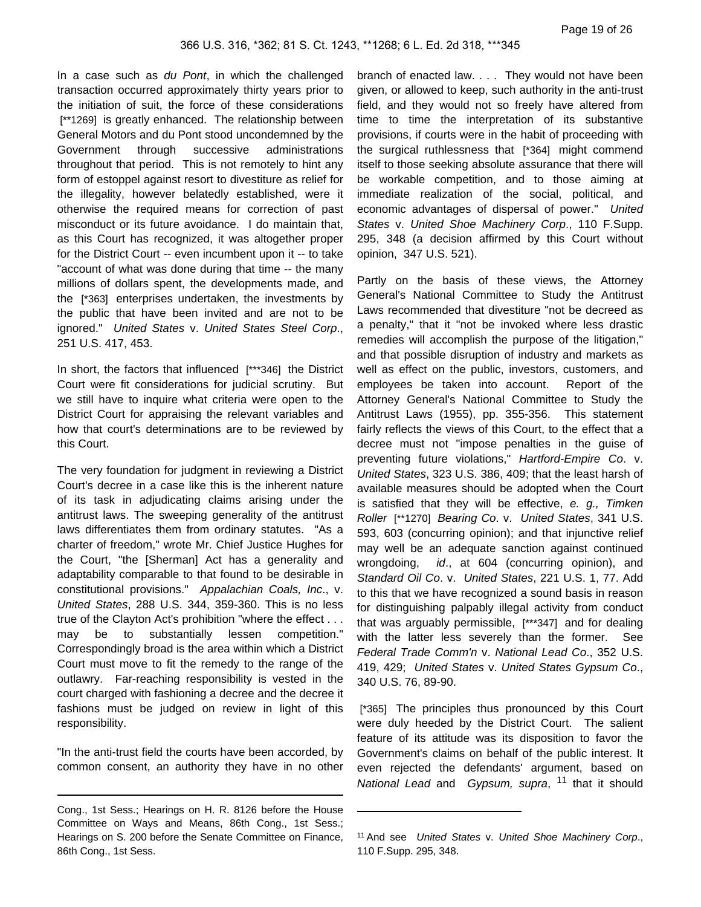In a case such as *du Pont*, in which the challenged transaction occurred approximately thirty years prior to the initiation of suit, the force of these considerations [**1269] is greatly enhanced. The relationship between General Motors and du Pont stood uncondemned by the Government through successive administrations throughout that period. This is not remotely to hint any form of estoppel against resort to divestiture as relief for the illegality, however belatedly established, were it otherwise the required means for correction of past misconduct or its future avoidance. I do maintain that, as this Court has recognized, it was altogether proper for the District Court -- even incumbent upon it -- to take "account of what was done during that time -- the many millions of dollars spent, the developments made, and the [*363] enterprises undertaken, the investments by the public that have been invited and are not to be ignored." *United States* v. *United States Steel Corp*., 251 U.S. 417, 453.

In short, the factors that influenced [***346] the District Court were fit considerations for judicial scrutiny. But we still have to inquire what criteria were open to the District Court for appraising the relevant variables and how that court's determinations are to be reviewed by this Court.

The very foundation for judgment in reviewing a District Court's decree in a case like this is the inherent nature of its task in adjudicating claims arising under the antitrust laws. The sweeping generality of the antitrust laws differentiates them from ordinary statutes. "As a charter of freedom," wrote Mr. Chief Justice Hughes for the Court, "the [Sherman] Act has a generality and adaptability comparable to that found to be desirable in constitutional provisions." *Appalachian Coals, Inc*., v. *United States*, 288 U.S. 344, 359-360. This is no less true of the Clayton Act's prohibition "where the effect . . . may be to substantially lessen competition." Correspondingly broad is the area within which a District Court must move to fit the remedy to the range of the outlawry. Far-reaching responsibility is vested in the court charged with fashioning a decree and the decree it fashions must be judged on review in light of this responsibility.

"In the anti-trust field the courts have been accorded, by common consent, an authority they have in no other branch of enacted law. . . . They would not have been given, or allowed to keep, such authority in the anti-trust field, and they would not so freely have altered from time to time the interpretation of its substantive provisions, if courts were in the habit of proceeding with the surgical ruthlessness that [*364] might commend itself to those seeking absolute assurance that there will be workable competition, and to those aiming at immediate realization of the social, political, and economic advantages of dispersal of power." *United States* v. *United Shoe Machinery Corp*., 110 F.Supp. 295, 348 (a decision affirmed by this Court without opinion, 347 U.S. 521).

Partly on the basis of these views, the Attorney General's National Committee to Study the Antitrust Laws recommended that divestiture "not be decreed as a penalty," that it "not be invoked where less drastic remedies will accomplish the purpose of the litigation," and that possible disruption of industry and markets as well as effect on the public, investors, customers, and employees be taken into account. Report of the Attorney General's National Committee to Study the Antitrust Laws (1955), pp. 355-356. This statement fairly reflects the views of this Court, to the effect that a decree must not "impose penalties in the guise of preventing future violations," *Hartford-Empire Co*. v. *United States*, 323 U.S. 386, 409; that the least harsh of available measures should be adopted when the Court is satisfied that they will be effective, *e. g., Timken Roller* [**1270] *Bearing Co*. v. *United States*, 341 U.S. 593, 603 (concurring opinion); and that injunctive relief may well be an adequate sanction against continued wrongdoing, *id*., at 604 (concurring opinion), and *Standard Oil Co*. v. *United States*, 221 U.S. 1, 77. Add to this that we have recognized a sound basis in reason for distinguishing palpably illegal activity from conduct that was arguably permissible, [***347] and for dealing with the latter less severely than the former. See *Federal Trade Comm'n* v. *National Lead Co*., 352 U.S. 419, 429; *United States* v. *United States Gypsum Co*., 340 U.S. 76, 89-90.

[*365] The principles thus pronounced by this Court were duly heeded by the District Court. The salient feature of its attitude was its disposition to favor the Government's claims on behalf of the public interest. It even rejected the defendants' argument, based on *National Lead* and *Gypsum, supra*, [11] that it should

---

Cong., 1st Sess.; Hearings on H. R. 8126 before the House Committee on Ways and Means, 86th Cong., 1st Sess.; Hearings on S. 200 before the Senate Committee on Finance, 86th Cong., 1st Sess.

[11] And see *United States* v. *United Shoe Machinery Corp*., 110 F.Supp. 295, 348.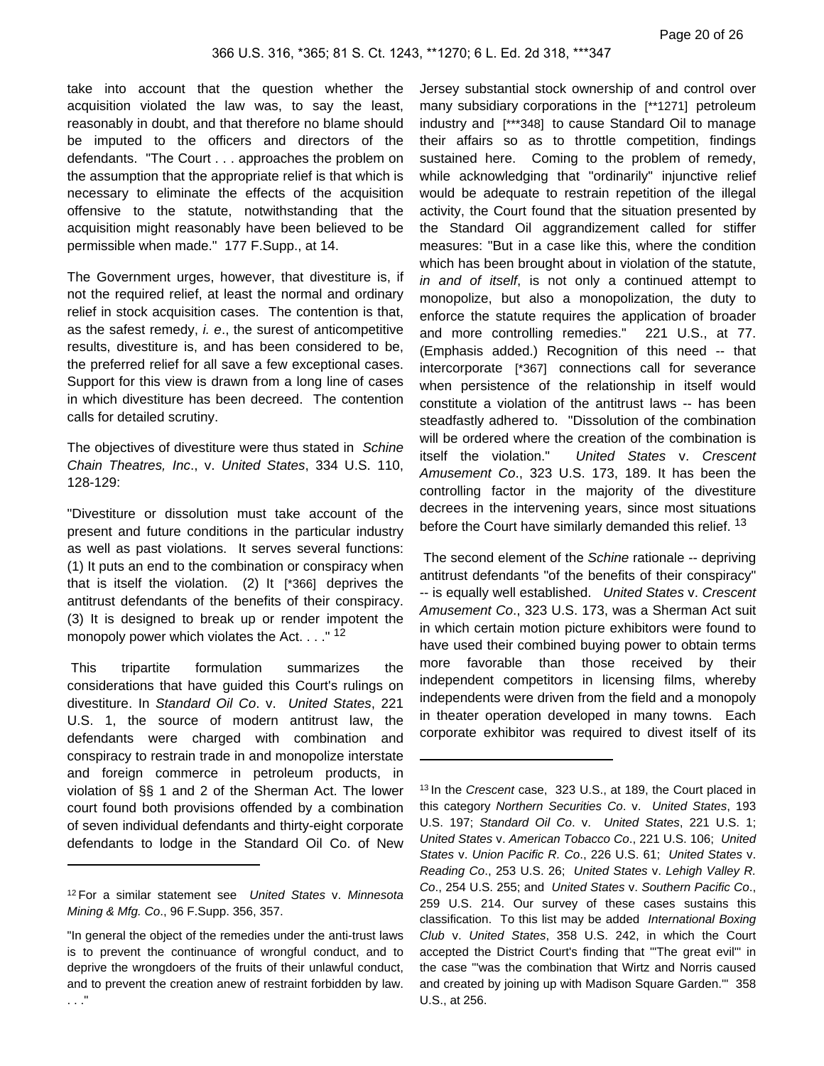take into account that the question whether the acquisition violated the law was, to say the least, reasonably in doubt, and that therefore no blame should be imputed to the officers and directors of the defendants. "The Court . . . approaches the problem on the assumption that the appropriate relief is that which is necessary to eliminate the effects of the acquisition offensive to the statute, notwithstanding that the acquisition might reasonably have been believed to be permissible when made." 177 F.Supp., at 14.

The Government urges, however, that divestiture is, if not the required relief, at least the normal and ordinary relief in stock acquisition cases. The contention is that, as the safest remedy, *i. e*., the surest of anticompetitive results, divestiture is, and has been considered to be, the preferred relief for all save a few exceptional cases. Support for this view is drawn from a long line of cases in which divestiture has been decreed. The contention calls for detailed scrutiny.

The objectives of divestiture were thus stated in *Schine Chain Theatres, Inc*., v. *United States*, 334 U.S. 110, 128-129:

"Divestiture or dissolution must take account of the present and future conditions in the particular industry as well as past violations. It serves several functions: (1) It puts an end to the combination or conspiracy when that is itself the violation. (2) It [*366] deprives the antitrust defendants of the benefits of their conspiracy. (3) It is designed to break up or render impotent the monopoly power which violates the Act. . . ." [12]

This tripartite formulation summarizes the considerations that have guided this Court's rulings on divestiture. In *Standard Oil Co*. v. *United States*, 221 U.S. 1, the source of modern antitrust law, the defendants were charged with combination and conspiracy to restrain trade in and monopolize interstate and foreign commerce in petroleum products, in violation of §§ 1 and 2 of the Sherman Act. The lower court found both provisions offended by a combination of seven individual defendants and thirty-eight corporate defendants to lodge in the Standard Oil Co. of New Jersey substantial stock ownership of and control over many subsidiary corporations in the [**1271] petroleum industry and [***348] to cause Standard Oil to manage their affairs so as to throttle competition, findings sustained here. Coming to the problem of remedy, while acknowledging that "ordinarily" injunctive relief would be adequate to restrain repetition of the illegal activity, the Court found that the situation presented by the Standard Oil aggrandizement called for stiffer measures: "But in a case like this, where the condition which has been brought about in violation of the statute, *in and of itself*, is not only a continued attempt to monopolize, but also a monopolization, the duty to enforce the statute requires the application of broader and more controlling remedies." 221 U.S., at 77. (Emphasis added.) Recognition of this need -- that intercorporate [*367] connections call for severance when persistence of the relationship in itself would constitute a violation of the antitrust laws -- has been steadfastly adhered to. "Dissolution of the combination will be ordered where the creation of the combination is itself the violation." *United States* v. *Crescent Amusement Co*., 323 U.S. 173, 189. It has been the controlling factor in the majority of the divestiture decrees in the intervening years, since most situations before the Court have similarly demanded this relief. [13]

The second element of the *Schine* rationale -- depriving antitrust defendants "of the benefits of their conspiracy" -- is equally well established. *United States* v. *Crescent Amusement Co*., 323 U.S. 173, was a Sherman Act suit in which certain motion picture exhibitors were found to have used their combined buying power to obtain terms more favorable than those received by their independent competitors in licensing films, whereby independents were driven from the field and a monopoly in theater operation developed in many towns. Each corporate exhibitor was required to divest itself of its

---

[12] For a similar statement see *United States* v. *Minnesota Mining & Mfg. Co*., 96 F.Supp. 356, 357.

"In general the object of the remedies under the anti-trust laws is to prevent the continuance of wrongful conduct, and to deprive the wrongdoers of the fruits of their unlawful conduct, and to prevent the creation anew of restraint forbidden by law. . . ."

[13] In the *Crescent* case, 323 U.S., at 189, the Court placed in this category *Northern Securities Co*. v. *United States*, 193 U.S. 197; *Standard Oil Co*. v. *United States*, 221 U.S. 1; *United States* v. *American Tobacco Co*., 221 U.S. 106; *United States* v. *Union Pacific R. Co*., 226 U.S. 61; *United States* v. *Reading Co*., 253 U.S. 26; *United States* v. *Lehigh Valley R. Co*., 254 U.S. 255; and *United States* v. *Southern Pacific Co*., 259 U.S. 214. Our survey of these cases sustains this classification. To this list may be added *International Boxing Club* v. *United States*, 358 U.S. 242, in which the Court accepted the District Court's finding that "'The great evil'" in the case "'was the combination that Wirtz and Norris caused and created by joining up with Madison Square Garden.'" 358 U.S., at 256.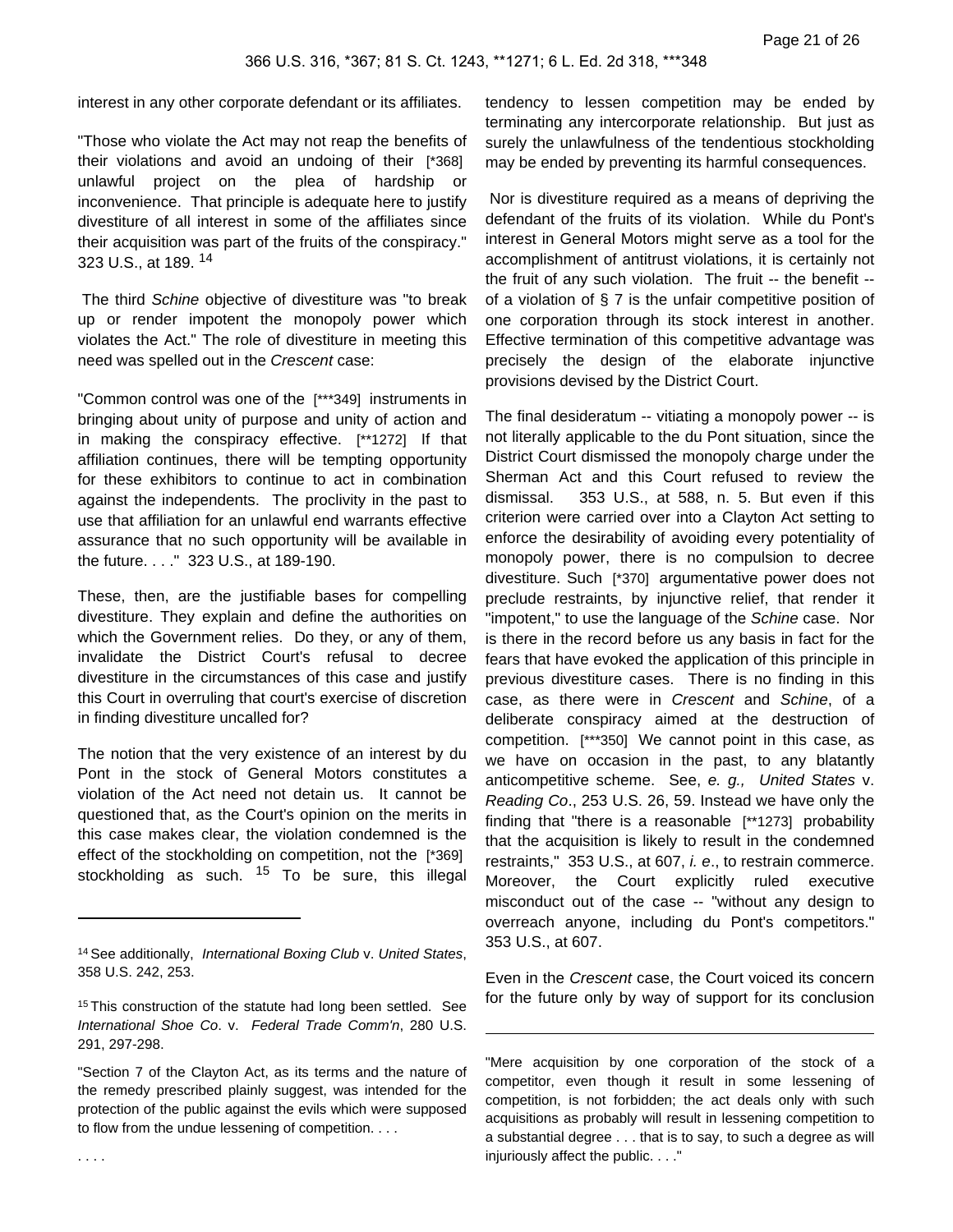interest in any other corporate defendant or its affiliates.

"Those who violate the Act may not reap the benefits of their violations and avoid an undoing of their [*368] unlawful project on the plea of hardship or inconvenience. That principle is adequate here to justify divestiture of all interest in some of the affiliates since their acquisition was part of the fruits of the conspiracy." 323 U.S., at 189. [14]

The third *Schine* objective of divestiture was "to break up or render impotent the monopoly power which violates the Act." The role of divestiture in meeting this need was spelled out in the *Crescent* case:

"Common control was one of the [***349] instruments in bringing about unity of purpose and unity of action and in making the conspiracy effective. [**1272] If that affiliation continues, there will be tempting opportunity for these exhibitors to continue to act in combination against the independents. The proclivity in the past to use that affiliation for an unlawful end warrants effective assurance that no such opportunity will be available in the future. . . ." 323 U.S., at 189-190.

These, then, are the justifiable bases for compelling divestiture. They explain and define the authorities on which the Government relies. Do they, or any of them, invalidate the District Court's refusal to decree divestiture in the circumstances of this case and justify this Court in overruling that court's exercise of discretion in finding divestiture uncalled for?

The notion that the very existence of an interest by du Pont in the stock of General Motors constitutes a violation of the Act need not detain us. It cannot be questioned that, as the Court's opinion on the merits in this case makes clear, the violation condemned is the effect of the stockholding on competition, not the [*369] stockholding as such. [15] To be sure, this illegal tendency to lessen competition may be ended by terminating any intercorporate relationship. But just as surely the unlawfulness of the tendentious stockholding may be ended by preventing its harmful consequences.

Nor is divestiture required as a means of depriving the defendant of the fruits of its violation. While du Pont's interest in General Motors might serve as a tool for the accomplishment of antitrust violations, it is certainly not the fruit of any such violation. The fruit -- the benefit -- of a violation of § 7 is the unfair competitive position of one corporation through its stock interest in another. Effective termination of this competitive advantage was precisely the design of the elaborate injunctive provisions devised by the District Court.

The final desideratum -- vitiating a monopoly power -- is not literally applicable to the du Pont situation, since the District Court dismissed the monopoly charge under the Sherman Act and this Court refused to review the dismissal. 353 U.S., at 588, n. 5. But even if this criterion were carried over into a Clayton Act setting to enforce the desirability of avoiding every potentiality of monopoly power, there is no compulsion to decree divestiture. Such [*370] argumentative power does not preclude restraints, by injunctive relief, that render it "impotent," to use the language of the *Schine* case. Nor is there in the record before us any basis in fact for the fears that have evoked the application of this principle in previous divestiture cases. There is no finding in this case, as there were in *Crescent* and *Schine*, of a deliberate conspiracy aimed at the destruction of competition. [***350] We cannot point in this case, as we have on occasion in the past, to any blatantly anticompetitive scheme. See, *e. g., United States* v. *Reading Co*., 253 U.S. 26, 59. Instead we have only the finding that "there is a reasonable [**1273] probability that the acquisition is likely to result in the condemned restraints," 353 U.S., at 607, *i. e*., to restrain commerce. Moreover, the Court explicitly ruled executive misconduct out of the case -- "without any design to overreach anyone, including du Pont's competitors." 353 U.S., at 607.

Even in the *Crescent* case, the Court voiced its concern for the future only by way of support for its conclusion

---

[14] See additionally, *International Boxing Club* v. *United States*, 358 U.S. 242, 253.

[15] This construction of the statute had long been settled. See *International Shoe Co*. v. *Federal Trade Comm'n*, 280 U.S. 291, 297-298.

"Section 7 of the Clayton Act, as its terms and the nature of the remedy prescribed plainly suggest, was intended for the protection of the public against the evils which were supposed to flow from the undue lessening of competition. . . .

. . . .

"Mere acquisition by one corporation of the stock of a competitor, even though it result in some lessening of competition, is not forbidden; the act deals only with such acquisitions as probably will result in lessening competition to a substantial degree . . . that is to say, to such a degree as will injuriously affect the public. . . ."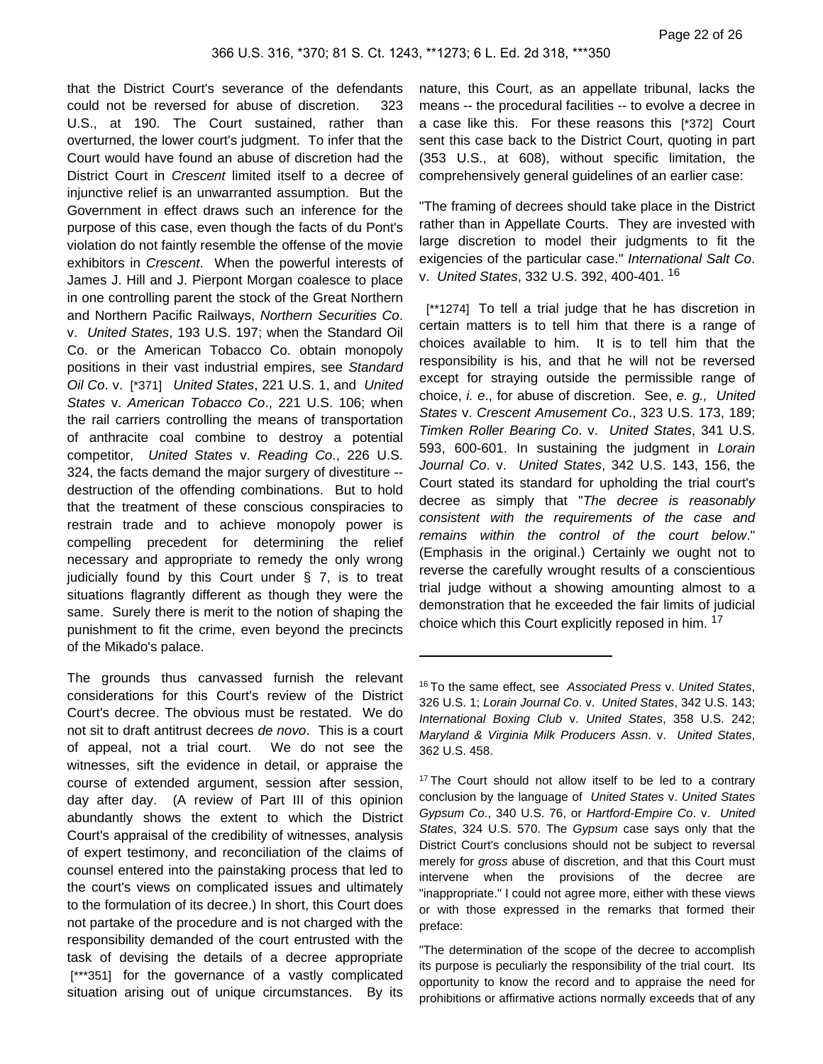that the District Court's severance of the defendants could not be reversed for abuse of discretion. 323 U.S., at 190. The Court sustained, rather than overturned, the lower court's judgment. To infer that the Court would have found an abuse of discretion had the District Court in *Crescent* limited itself to a decree of injunctive relief is an unwarranted assumption. But the Government in effect draws such an inference for the purpose of this case, even though the facts of du Pont's violation do not faintly resemble the offense of the movie exhibitors in *Crescent*. When the powerful interests of James J. Hill and J. Pierpont Morgan coalesce to place in one controlling parent the stock of the Great Northern and Northern Pacific Railways, *Northern Securities Co*. v. *United States*, 193 U.S. 197; when the Standard Oil Co. or the American Tobacco Co. obtain monopoly positions in their vast industrial empires, see *Standard Oil Co*. v. [*371] *United States*, 221 U.S. 1, and *United States* v. *American Tobacco Co*., 221 U.S. 106; when the rail carriers controlling the means of transportation of anthracite coal combine to destroy a potential competitor, *United States* v. *Reading Co*., 226 U.S. 324, the facts demand the major surgery of divestiture -- destruction of the offending combinations. But to hold that the treatment of these conscious conspiracies to restrain trade and to achieve monopoly power is compelling precedent for determining the relief necessary and appropriate to remedy the only wrong judicially found by this Court under § 7, is to treat situations flagrantly different as though they were the same. Surely there is merit to the notion of shaping the punishment to fit the crime, even beyond the precincts of the Mikado's palace.

The grounds thus canvassed furnish the relevant considerations for this Court's review of the District Court's decree. The obvious must be restated. We do not sit to draft antitrust decrees *de novo*. This is a court of appeal, not a trial court. We do not see the witnesses, sift the evidence in detail, or appraise the course of extended argument, session after session, day after day. (A review of Part III of this opinion abundantly shows the extent to which the District Court's appraisal of the credibility of witnesses, analysis of expert testimony, and reconciliation of the claims of counsel entered into the painstaking process that led to the court's views on complicated issues and ultimately to the formulation of its decree.) In short, this Court does not partake of the procedure and is not charged with the responsibility demanded of the court entrusted with the task of devising the details of a decree appropriate [***351] for the governance of a vastly complicated situation arising out of unique circumstances. By its nature, this Court, as an appellate tribunal, lacks the means -- the procedural facilities -- to evolve a decree in a case like this. For these reasons this [*372] Court sent this case back to the District Court, quoting in part (353 U.S., at 608), without specific limitation, the comprehensively general guidelines of an earlier case:

"The framing of decrees should take place in the District rather than in Appellate Courts. They are invested with large discretion to model their judgments to fit the exigencies of the particular case." *International Salt Co*. v. *United States*, 332 U.S. 392, 400-401. [16]

[**1274] To tell a trial judge that he has discretion in certain matters is to tell him that there is a range of choices available to him. It is to tell him that the responsibility is his, and that he will not be reversed except for straying outside the permissible range of choice, *i. e*., for abuse of discretion. See, *e. g., United States* v. *Crescent Amusement Co*., 323 U.S. 173, 189; *Timken Roller Bearing Co*. v. *United States*, 341 U.S. 593, 600-601. In sustaining the judgment in *Lorain Journal Co*. v. *United States*, 342 U.S. 143, 156, the Court stated its standard for upholding the trial court's decree as simply that "*The decree is reasonably consistent with the requirements of the case and remains within the control of the court below*." (Emphasis in the original.) Certainly we ought not to reverse the carefully wrought results of a conscientious trial judge without a showing amounting almost to a demonstration that he exceeded the fair limits of judicial choice which this Court explicitly reposed in him. [17]

---

[16] To the same effect, see *Associated Press* v. *United States*, 326 U.S. 1; *Lorain Journal Co*. v. *United States*, 342 U.S. 143; *International Boxing Club* v. *United States*, 358 U.S. 242; *Maryland & Virginia Milk Producers Assn*. v. *United States*, 362 U.S. 458.

[17] The Court should not allow itself to be led to a contrary conclusion by the language of *United States* v. *United States Gypsum Co*., 340 U.S. 76, or *Hartford-Empire Co*. v. *United States*, 324 U.S. 570. The *Gypsum* case says only that the District Court's conclusions should not be subject to reversal merely for *gross* abuse of discretion, and that this Court must intervene when the provisions of the decree are "inappropriate." I could not agree more, either with these views or with those expressed in the remarks that formed their preface:

"The determination of the scope of the decree to accomplish its purpose is peculiarly the responsibility of the trial court. Its opportunity to know the record and to appraise the need for prohibitions or affirmative actions normally exceeds that of any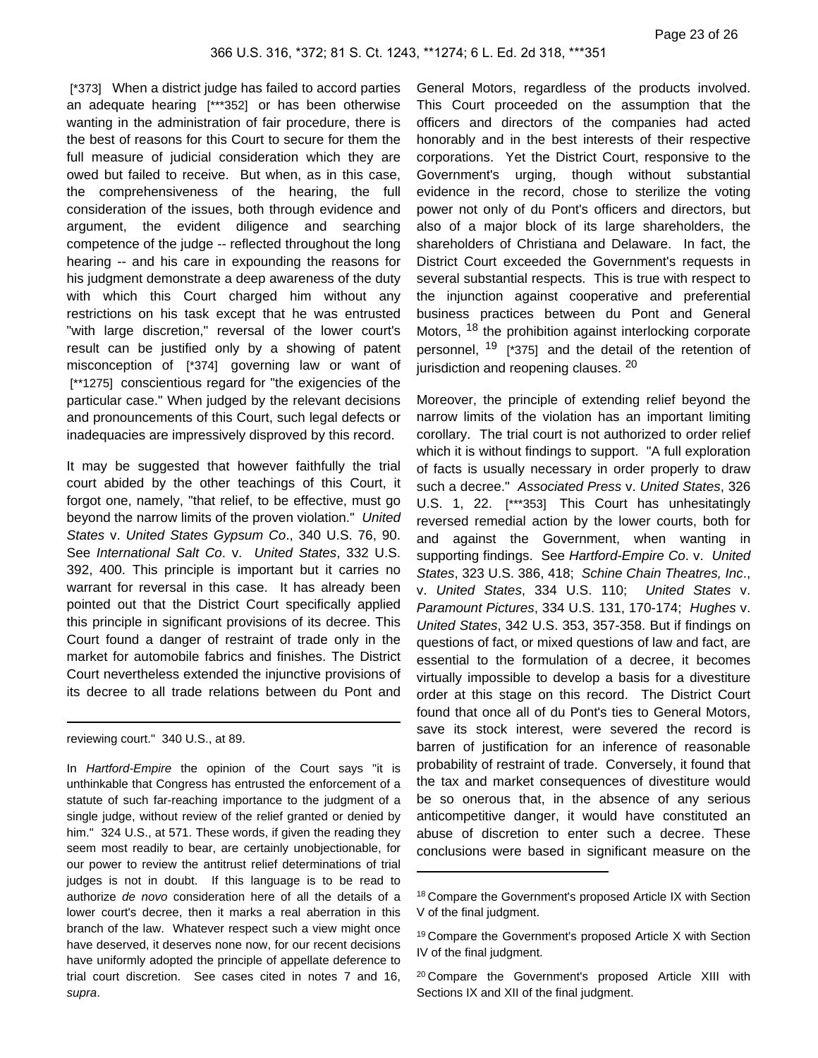[*373] When a district judge has failed to accord parties an adequate hearing [***352] or has been otherwise wanting in the administration of fair procedure, there is the best of reasons for this Court to secure for them the full measure of judicial consideration which they are owed but failed to receive. But when, as in this case, the comprehensiveness of the hearing, the full consideration of the issues, both through evidence and argument, the evident diligence and searching competence of the judge -- reflected throughout the long hearing -- and his care in expounding the reasons for his judgment demonstrate a deep awareness of the duty with which this Court charged him without any restrictions on his task except that he was entrusted "with large discretion," reversal of the lower court's result can be justified only by a showing of patent misconception of [*374] governing law or want of [**1275] conscientious regard for "the exigencies of the particular case." When judged by the relevant decisions and pronouncements of this Court, such legal defects or inadequacies are impressively disproved by this record.

It may be suggested that however faithfully the trial court abided by the other teachings of this Court, it forgot one, namely, "that relief, to be effective, must go beyond the narrow limits of the proven violation." *United States* v. *United States Gypsum Co*., 340 U.S. 76, 90. See *International Salt Co*. v. *United States*, 332 U.S. 392, 400. This principle is important but it carries no warrant for reversal in this case. It has already been pointed out that the District Court specifically applied this principle in significant provisions of its decree. This Court found a danger of restraint of trade only in the market for automobile fabrics and finishes. The District Court nevertheless extended the injunctive provisions of its decree to all trade relations between du Pont and General Motors, regardless of the products involved. This Court proceeded on the assumption that the officers and directors of the companies had acted honorably and in the best interests of their respective corporations. Yet the District Court, responsive to the Government's urging, though without substantial evidence in the record, chose to sterilize the voting power not only of du Pont's officers and directors, but also of a major block of its large shareholders, the shareholders of Christiana and Delaware. In fact, the District Court exceeded the Government's requests in several substantial respects. This is true with respect to the injunction against cooperative and preferential business practices between du Pont and General Motors, [18] the prohibition against interlocking corporate personnel, [19] [*375] and the detail of the retention of jurisdiction and reopening clauses. [20]

Moreover, the principle of extending relief beyond the narrow limits of the violation has an important limiting corollary. The trial court is not authorized to order relief which it is without findings to support. "A full exploration of facts is usually necessary in order properly to draw such a decree." *Associated Press* v. *United States*, 326 U.S. 1, 22. [***353] This Court has unhesitatingly reversed remedial action by the lower courts, both for and against the Government, when wanting in supporting findings. See *Hartford-Empire Co*. v. *United States*, 323 U.S. 386, 418; *Schine Chain Theatres, Inc*., v. *United States*, 334 U.S. 110; *United States* v. *Paramount Pictures*, 334 U.S. 131, 170-174; *Hughes* v. *United States*, 342 U.S. 353, 357-358. But if findings on questions of fact, or mixed questions of law and fact, are essential to the formulation of a decree, it becomes virtually impossible to develop a basis for a divestiture order at this stage on this record. The District Court found that once all of du Pont's ties to General Motors, save its stock interest, were severed the record is barren of justification for an inference of reasonable probability of restraint of trade. Conversely, it found that the tax and market consequences of divestiture would be so onerous that, in the absence of any serious anticompetitive danger, it would have constituted an abuse of discretion to enter such a decree. These conclusions were based in significant measure on the

---

reviewing court." 340 U.S., at 89.

In *Hartford-Empire* the opinion of the Court says "it is unthinkable that Congress has entrusted the enforcement of a statute of such far-reaching importance to the judgment of a single judge, without review of the relief granted or denied by him." 324 U.S., at 571. These words, if given the reading they seem most readily to bear, are certainly unobjectionable, for our power to review the antitrust relief determinations of trial judges is not in doubt. If this language is to be read to authorize *de novo* consideration here of all the details of a lower court's decree, then it marks a real aberration in this branch of the law. Whatever respect such a view might once have deserved, it deserves none now, for our recent decisions have uniformly adopted the principle of appellate deference to trial court discretion. See cases cited in notes 7 and 16, *supra*.

[18] Compare the Government's proposed Article IX with Section V of the final judgment.

[19] Compare the Government's proposed Article X with Section IV of the final judgment.

[20] Compare the Government's proposed Article XIII with Sections IX and XII of the final judgment.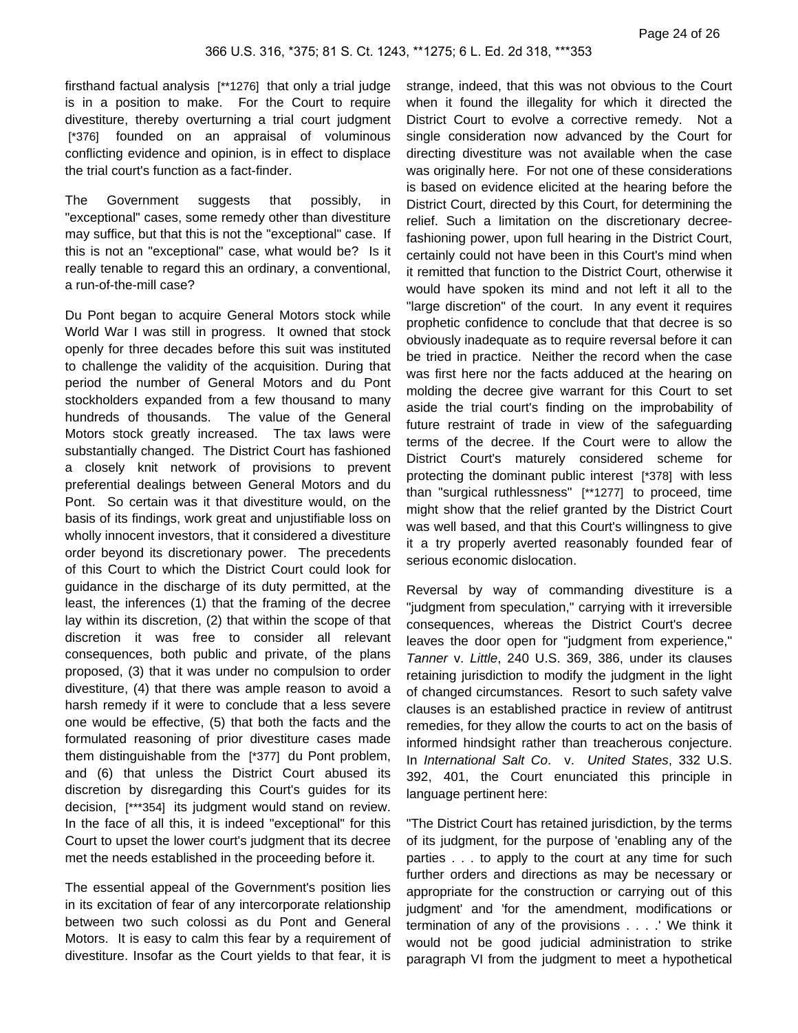firsthand factual analysis [**1276] that only a trial judge is in a position to make. For the Court to require divestiture, thereby overturning a trial court judgment [*376] founded on an appraisal of voluminous conflicting evidence and opinion, is in effect to displace the trial court's function as a fact-finder.

The Government suggests that possibly, in "exceptional" cases, some remedy other than divestiture may suffice, but that this is not the "exceptional" case. If this is not an "exceptional" case, what would be? Is it really tenable to regard this an ordinary, a conventional, a run-of-the-mill case?

Du Pont began to acquire General Motors stock while World War I was still in progress. It owned that stock openly for three decades before this suit was instituted to challenge the validity of the acquisition. During that period the number of General Motors and du Pont stockholders expanded from a few thousand to many hundreds of thousands. The value of the General Motors stock greatly increased. The tax laws were substantially changed. The District Court has fashioned a closely knit network of provisions to prevent preferential dealings between General Motors and du Pont. So certain was it that divestiture would, on the basis of its findings, work great and unjustifiable loss on wholly innocent investors, that it considered a divestiture order beyond its discretionary power. The precedents of this Court to which the District Court could look for guidance in the discharge of its duty permitted, at the least, the inferences (1) that the framing of the decree lay within its discretion, (2) that within the scope of that discretion it was free to consider all relevant consequences, both public and private, of the plans proposed, (3) that it was under no compulsion to order divestiture, (4) that there was ample reason to avoid a harsh remedy if it were to conclude that a less severe one would be effective, (5) that both the facts and the formulated reasoning of prior divestiture cases made them distinguishable from the [*377] du Pont problem, and (6) that unless the District Court abused its discretion by disregarding this Court's guides for its decision, [***354] its judgment would stand on review. In the face of all this, it is indeed "exceptional" for this Court to upset the lower court's judgment that its decree met the needs established in the proceeding before it.

The essential appeal of the Government's position lies in its excitation of fear of any intercorporate relationship between two such colossi as du Pont and General Motors. It is easy to calm this fear by a requirement of divestiture. Insofar as the Court yields to that fear, it is strange, indeed, that this was not obvious to the Court when it found the illegality for which it directed the District Court to evolve a corrective remedy. Not a single consideration now advanced by the Court for directing divestiture was not available when the case was originally here. For not one of these considerations is based on evidence elicited at the hearing before the District Court, directed by this Court, for determining the relief. Such a limitation on the discretionary decree-fashioning power, upon full hearing in the District Court, certainly could not have been in this Court's mind when it remitted that function to the District Court, otherwise it would have spoken its mind and not left it all to the "large discretion" of the court. In any event it requires prophetic confidence to conclude that that decree is so obviously inadequate as to require reversal before it can be tried in practice. Neither the record when the case was first here nor the facts adduced at the hearing on molding the decree give warrant for this Court to set aside the trial court's finding on the improbability of future restraint of trade in view of the safeguarding terms of the decree. If the Court were to allow the District Court's maturely considered scheme for protecting the dominant public interest [*378] with less than "surgical ruthlessness" [**1277] to proceed, time might show that the relief granted by the District Court was well based, and that this Court's willingness to give it a try properly averted reasonably founded fear of serious economic dislocation.

Reversal by way of commanding divestiture is a "judgment from speculation," carrying with it irreversible consequences, whereas the District Court's decree leaves the door open for "judgment from experience," *Tanner* v. *Little*, 240 U.S. 369, 386, under its clauses retaining jurisdiction to modify the judgment in the light of changed circumstances. Resort to such safety valve clauses is an established practice in review of antitrust remedies, for they allow the courts to act on the basis of informed hindsight rather than treacherous conjecture. In *International Salt Co*. v. *United States*, 332 U.S. 392, 401, the Court enunciated this principle in language pertinent here:

"The District Court has retained jurisdiction, by the terms of its judgment, for the purpose of 'enabling any of the parties . . . to apply to the court at any time for such further orders and directions as may be necessary or appropriate for the construction or carrying out of this judgment' and 'for the amendment, modifications or termination of any of the provisions . . . .' We think it would not be good judicial administration to strike paragraph VI from the judgment to meet a hypothetical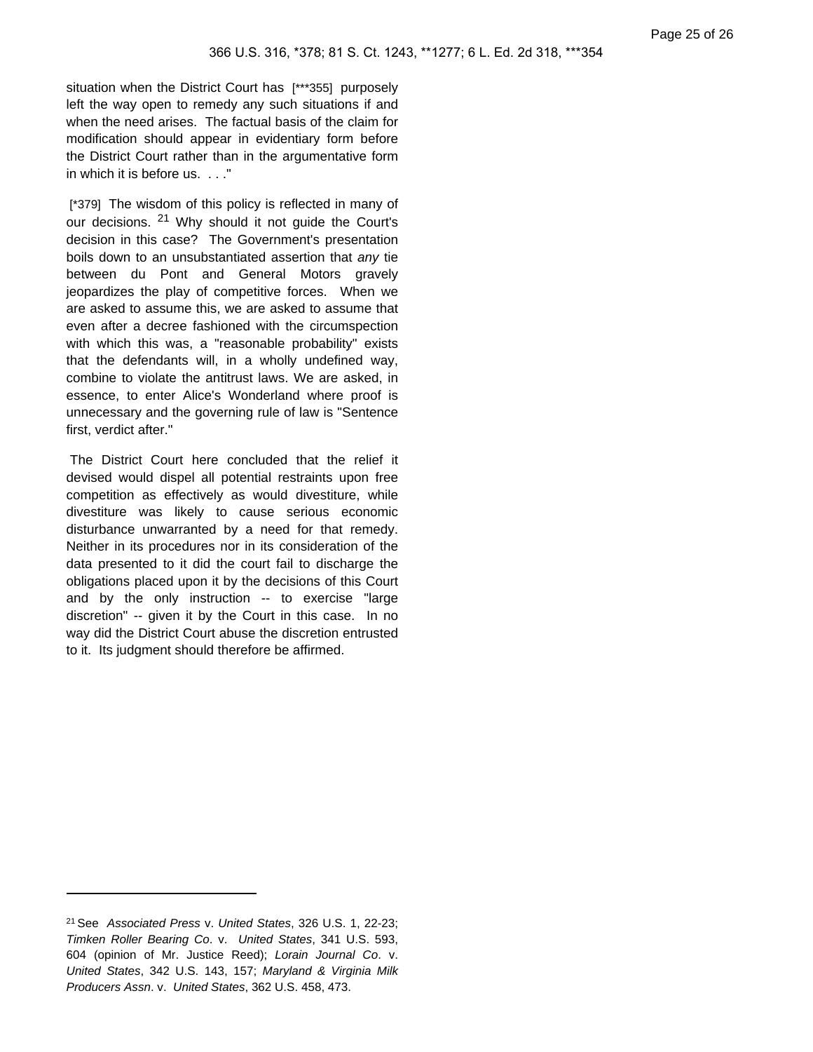situation when the District Court has [***355] purposely left the way open to remedy any such situations if and when the need arises. The factual basis of the claim for modification should appear in evidentiary form before the District Court rather than in the argumentative form in which it is before us. . . ."

[*379] The wisdom of this policy is reflected in many of our decisions. [21] Why should it not guide the Court's decision in this case? The Government's presentation boils down to an unsubstantiated assertion that *any* tie between du Pont and General Motors gravely jeopardizes the play of competitive forces. When we are asked to assume this, we are asked to assume that even after a decree fashioned with the circumspection with which this was, a "reasonable probability" exists that the defendants will, in a wholly undefined way, combine to violate the antitrust laws. We are asked, in essence, to enter Alice's Wonderland where proof is unnecessary and the governing rule of law is "Sentence first, verdict after."

The District Court here concluded that the relief it devised would dispel all potential restraints upon free competition as effectively as would divestiture, while divestiture was likely to cause serious economic disturbance unwarranted by a need for that remedy. Neither in its procedures nor in its consideration of the data presented to it did the court fail to discharge the obligations placed upon it by the decisions of this Court and by the only instruction -- to exercise "large discretion" -- given it by the Court in this case. In no way did the District Court abuse the discretion entrusted to it. Its judgment should therefore be affirmed.

---

[21] See *Associated Press* v. *United States*, 326 U.S. 1, 22-23; *Timken Roller Bearing Co*. v. *United States*, 341 U.S. 593, 604 (opinion of Mr. Justice Reed); *Lorain Journal Co*. v. *United States*, 342 U.S. 143, 157; *Maryland & Virginia Milk Producers Assn*. v. *United States*, 362 U.S. 458, 473.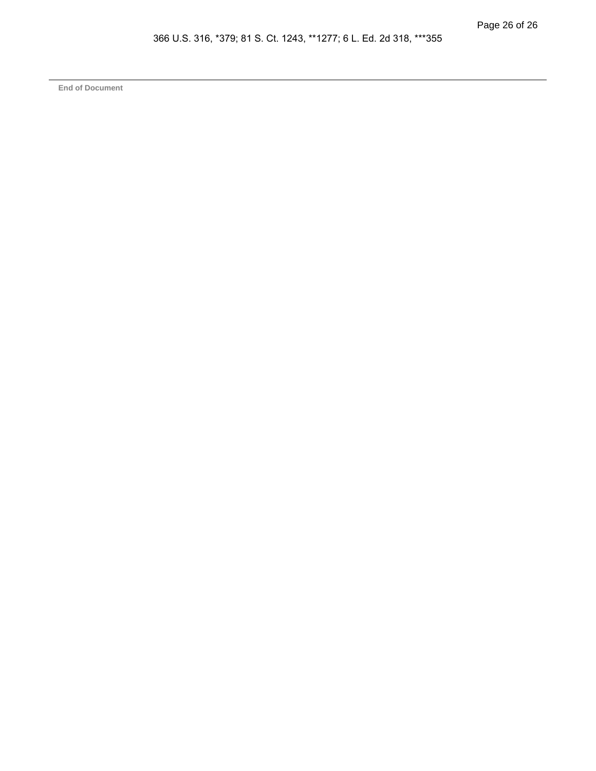End of Document